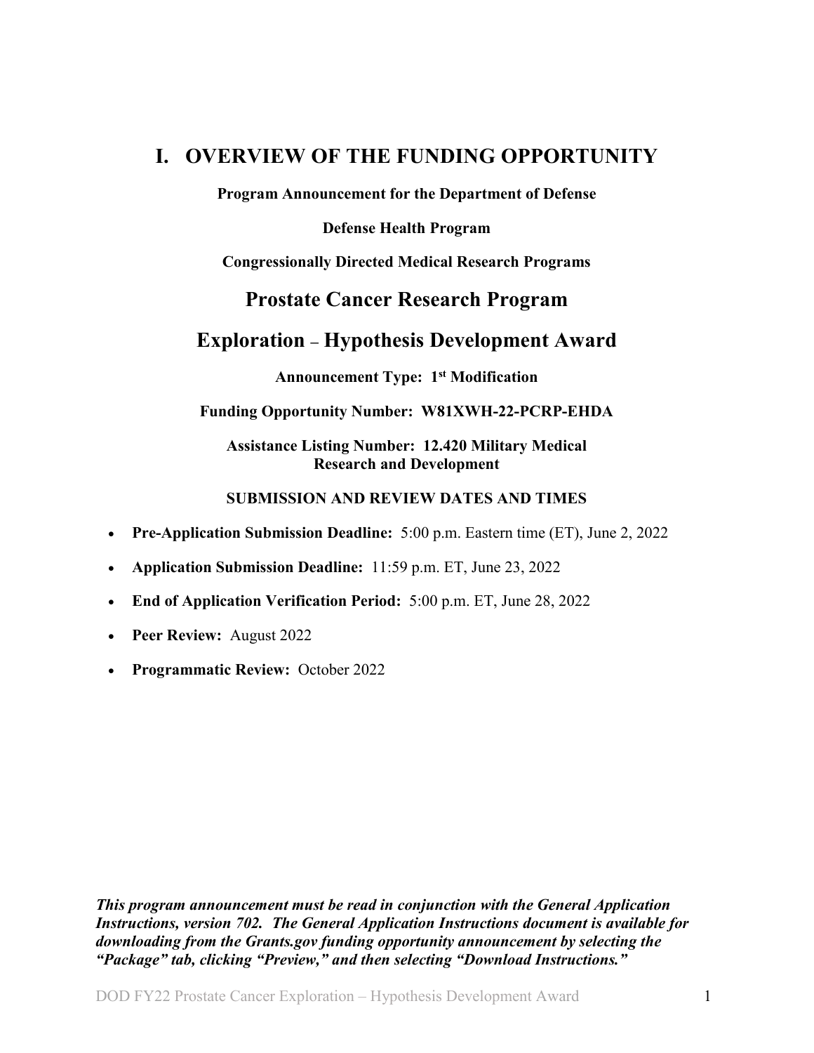# I. OVERVIEW OF THE FUNDING OPPORTUNITY

**Program Announcement for the Department of Defense**

**Defense Health Program**

**Congressionally Directed Medical Research Programs**

## Prostate Cancer Research Program

## Exploration – Hypothesis Development Award

**Announcement Type: 1st Modification**

**Funding Opportunity Number: W81XWH-22-PCRP-EHDA**

**Assistance Listing Number: 12.420 Military Medical Research and Development**

**SUBMISSION AND REVIEW DATES AND TIMES**

- **Pre-Application Submission Deadline:** 5:00 p.m. Eastern time (ET), June 2, 2022
- **Application Submission Deadline:** 11:59 p.m. ET, June 23, 2022
- **End of Application Verification Period:** 5:00 p.m. ET, June 28, 2022
- **Peer Review:** August 2022
- **Programmatic Review:** October 2022

***This program announcement must be read in conjunction with the General Application Instructions, version 702. The General Application Instructions document is available for downloading from the Grants.gov funding opportunity announcement by selecting the "Package" tab, clicking "Preview," and then selecting "Download Instructions."***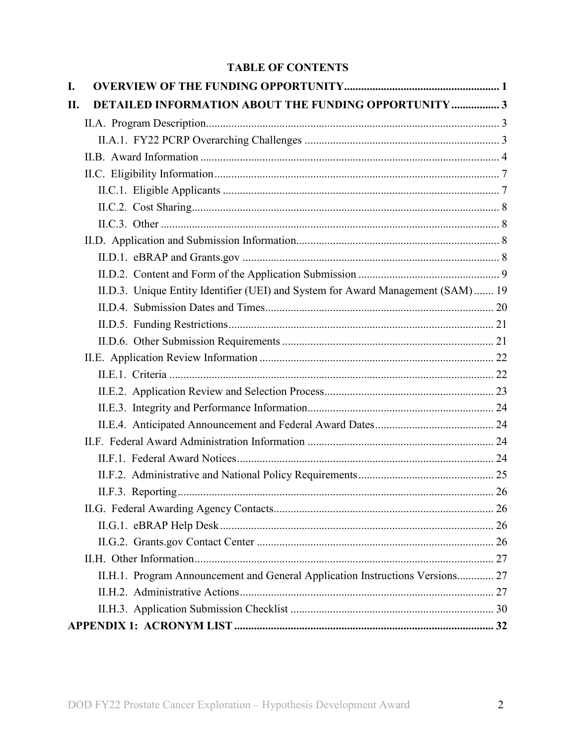# TABLE OF CONTENTS

**I. OVERVIEW OF THE FUNDING OPPORTUNITY ....................................................... 1**

**II. DETAILED INFORMATION ABOUT THE FUNDING OPPORTUNITY ................. 3**

- II.A. Program Description....................................................................................... 3
  - II.A.1. FY22 PCRP Overarching Challenges .................................................................... 3
- II.B. Award Information ......................................................................................... 4
- II.C. Eligibility Information.................................................................................... 7
  - II.C.1. Eligible Applicants ................................................................................. 7
  - II.C.2. Cost Sharing........................................................................................... 8
  - II.C.3. Other ....................................................................................................... 8
- II.D. Application and Submission Information........................................................ 8
  - II.D.1. eBRAP and Grants.gov .......................................................................... 8
  - II.D.2. Content and Form of the Application Submission .................................................. 9
  - II.D.3. Unique Entity Identifier (UEI) and System for Award Management (SAM) ....... 19
  - II.D.4. Submission Dates and Times.................................................................. 20
  - II.D.5. Funding Restrictions.............................................................................. 21
  - II.D.6. Other Submission Requirements ........................................................... 21
- II.E. Application Review Information ................................................................... 22
  - II.E.1. Criteria .................................................................................................. 22
  - II.E.2. Application Review and Selection Process............................................ 23
  - II.E.3. Integrity and Performance Information.................................................. 24
  - II.E.4. Anticipated Announcement and Federal Award Dates.......................... 24
- II.F. Federal Award Administration Information .................................................. 24
  - II.F.1. Federal Award Notices........................................................................... 24
  - II.F.2. Administrative and National Policy Requirements................................ 25
  - II.F.3. Reporting............................................................................................... 26
- II.G. Federal Awarding Agency Contacts............................................................. 26
  - II.G.1. eBRAP Help Desk ................................................................................. 26
  - II.G.2. Grants.gov Contact Center .................................................................... 26
- II.H. Other Information.......................................................................................... 27
  - II.H.1. Program Announcement and General Application Instructions Versions............. 27
  - II.H.2. Administrative Actions.......................................................................... 27
  - II.H.3. Application Submission Checklist ........................................................ 30

**APPENDIX 1: ACRONYM LIST ........................................................................... 32**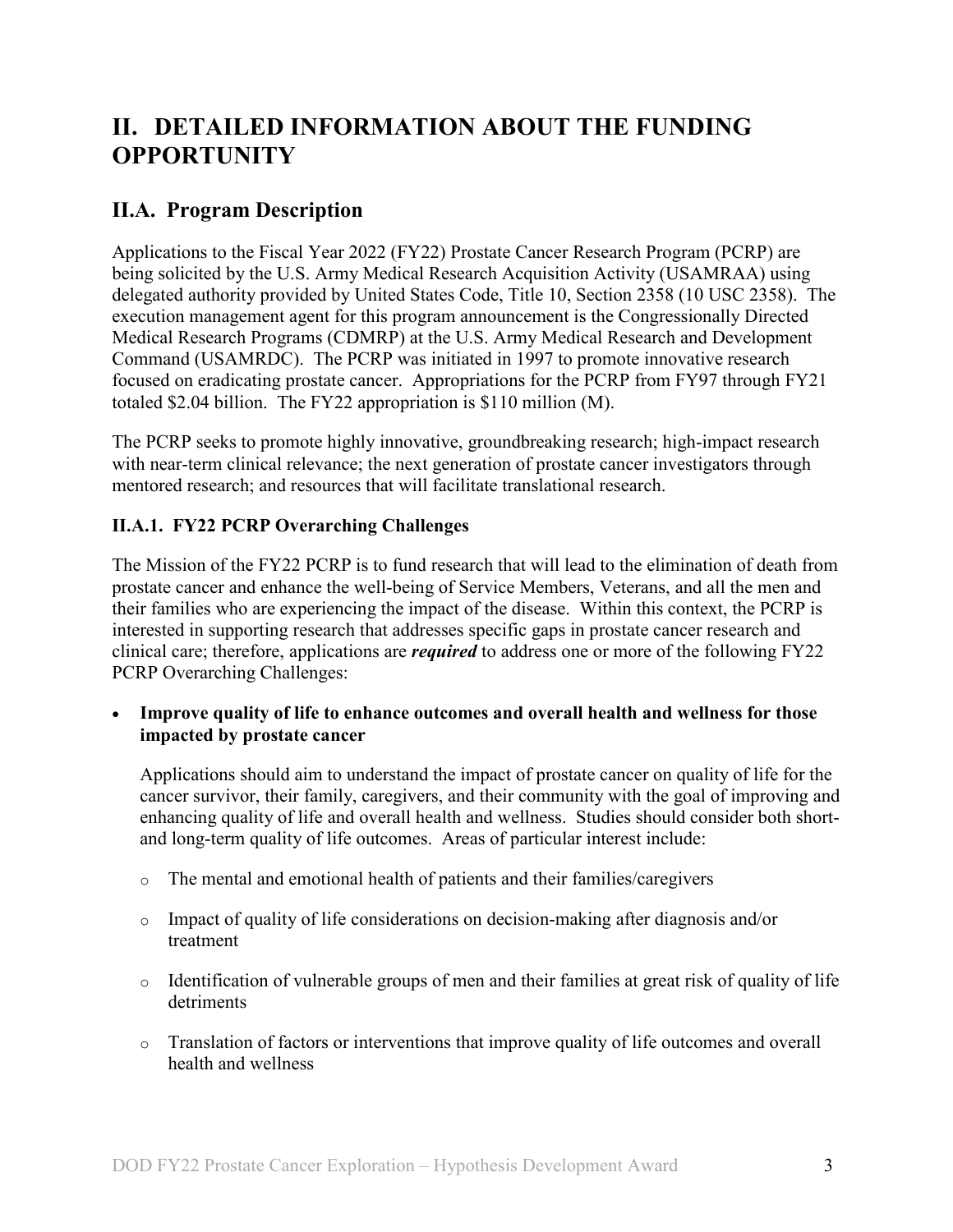# II. DETAILED INFORMATION ABOUT THE FUNDING OPPORTUNITY

## II.A. Program Description

Applications to the Fiscal Year 2022 (FY22) Prostate Cancer Research Program (PCRP) are being solicited by the U.S. Army Medical Research Acquisition Activity (USAMRAA) using delegated authority provided by United States Code, Title 10, Section 2358 (10 USC 2358). The execution management agent for this program announcement is the Congressionally Directed Medical Research Programs (CDMRP) at the U.S. Army Medical Research and Development Command (USAMRDC). The PCRP was initiated in 1997 to promote innovative research focused on eradicating prostate cancer. Appropriations for the PCRP from FY97 through FY21 totaled $2.04 billion. The FY22 appropriation is $110 million (M).

The PCRP seeks to promote highly innovative, groundbreaking research; high-impact research with near-term clinical relevance; the next generation of prostate cancer investigators through mentored research; and resources that will facilitate translational research.

### II.A.1. FY22 PCRP Overarching Challenges

The Mission of the FY22 PCRP is to fund research that will lead to the elimination of death from prostate cancer and enhance the well-being of Service Members, Veterans, and all the men and their families who are experiencing the impact of the disease. Within this context, the PCRP is interested in supporting research that addresses specific gaps in prostate cancer research and clinical care; therefore, applications are ***required*** to address one or more of the following FY22 PCRP Overarching Challenges:

- **Improve quality of life to enhance outcomes and overall health and wellness for those impacted by prostate cancer**

  Applications should aim to understand the impact of prostate cancer on quality of life for the cancer survivor, their family, caregivers, and their community with the goal of improving and enhancing quality of life and overall health and wellness. Studies should consider both short- and long-term quality of life outcomes. Areas of particular interest include:

  - The mental and emotional health of patients and their families/caregivers
  - Impact of quality of life considerations on decision-making after diagnosis and/or treatment
  - Identification of vulnerable groups of men and their families at great risk of quality of life detriments
  - Translation of factors or interventions that improve quality of life outcomes and overall health and wellness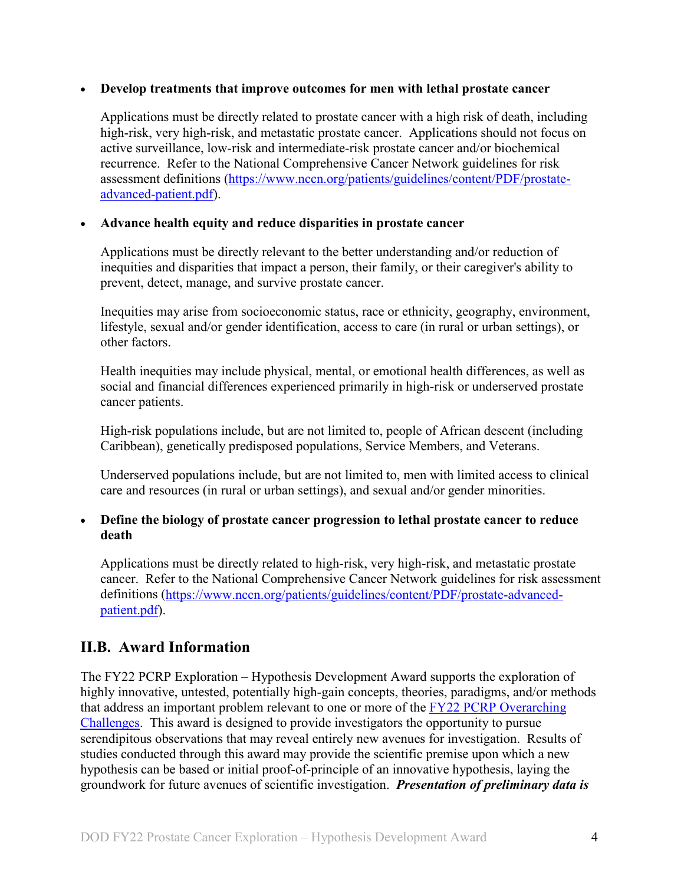- **Develop treatments that improve outcomes for men with lethal prostate cancer**

  Applications must be directly related to prostate cancer with a high risk of death, including high-risk, very high-risk, and metastatic prostate cancer. Applications should not focus on active surveillance, low-risk and intermediate-risk prostate cancer and/or biochemical recurrence. Refer to the National Comprehensive Cancer Network guidelines for risk assessment definitions ([https://www.nccn.org/patients/guidelines/content/PDF/prostate-advanced-patient.pdf](https://www.nccn.org/patients/guidelines/content/PDF/prostate-advanced-patient.pdf)).

- **Advance health equity and reduce disparities in prostate cancer**

  Applications must be directly relevant to the better understanding and/or reduction of inequities and disparities that impact a person, their family, or their caregiver's ability to prevent, detect, manage, and survive prostate cancer.

  Inequities may arise from socioeconomic status, race or ethnicity, geography, environment, lifestyle, sexual and/or gender identification, access to care (in rural or urban settings), or other factors.

  Health inequities may include physical, mental, or emotional health differences, as well as social and financial differences experienced primarily in high-risk or underserved prostate cancer patients.

  High-risk populations include, but are not limited to, people of African descent (including Caribbean), genetically predisposed populations, Service Members, and Veterans.

  Underserved populations include, but are not limited to, men with limited access to clinical care and resources (in rural or urban settings), and sexual and/or gender minorities.

- **Define the biology of prostate cancer progression to lethal prostate cancer to reduce death**

  Applications must be directly related to high-risk, very high-risk, and metastatic prostate cancer. Refer to the National Comprehensive Cancer Network guidelines for risk assessment definitions ([https://www.nccn.org/patients/guidelines/content/PDF/prostate-advanced-patient.pdf](https://www.nccn.org/patients/guidelines/content/PDF/prostate-advanced-patient.pdf)).

## II.B. Award Information

The FY22 PCRP Exploration – Hypothesis Development Award supports the exploration of highly innovative, untested, potentially high-gain concepts, theories, paradigms, and/or methods that address an important problem relevant to one or more of the FY22 PCRP Overarching Challenges. This award is designed to provide investigators the opportunity to pursue serendipitous observations that may reveal entirely new avenues for investigation. Results of studies conducted through this award may provide the scientific premise upon which a new hypothesis can be based or initial proof-of-principle of an innovative hypothesis, laying the groundwork for future avenues of scientific investigation. ***Presentation of preliminary data is***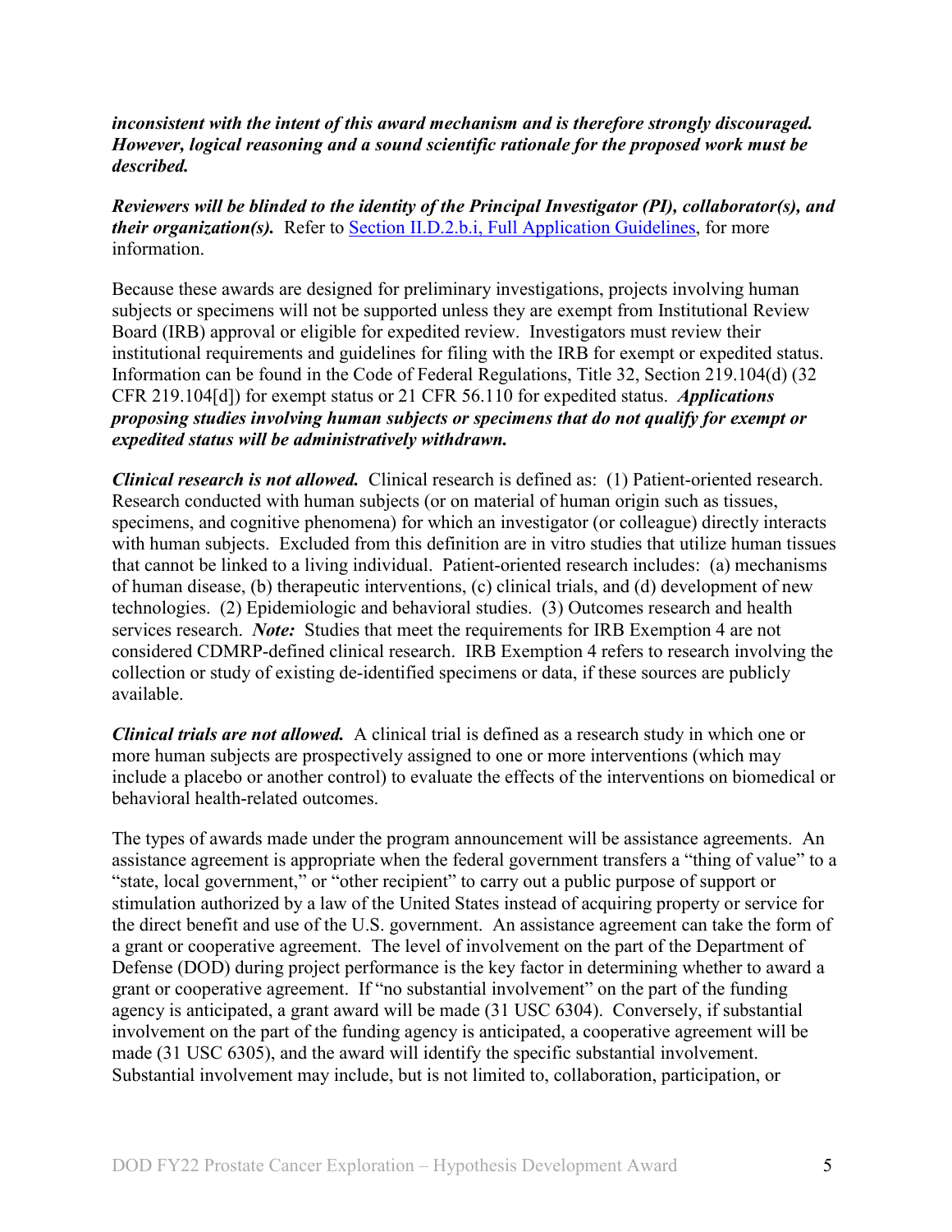***inconsistent with the intent of this award mechanism and is therefore strongly discouraged. However, logical reasoning and a sound scientific rationale for the proposed work must be described.***

***Reviewers will be blinded to the identity of the Principal Investigator (PI), collaborator(s), and their organization(s).*** Refer to [Section II.D.2.b.i, Full Application Guidelines](), for more information.

Because these awards are designed for preliminary investigations, projects involving human subjects or specimens will not be supported unless they are exempt from Institutional Review Board (IRB) approval or eligible for expedited review. Investigators must review their institutional requirements and guidelines for filing with the IRB for exempt or expedited status. Information can be found in the Code of Federal Regulations, Title 32, Section 219.104(d) (32 CFR 219.104[d]) for exempt status or 21 CFR 56.110 for expedited status. ***Applications proposing studies involving human subjects or specimens that do not qualify for exempt or expedited status will be administratively withdrawn.***

***Clinical research is not allowed.*** Clinical research is defined as: (1) Patient-oriented research. Research conducted with human subjects (or on material of human origin such as tissues, specimens, and cognitive phenomena) for which an investigator (or colleague) directly interacts with human subjects. Excluded from this definition are in vitro studies that utilize human tissues that cannot be linked to a living individual. Patient-oriented research includes: (a) mechanisms of human disease, (b) therapeutic interventions, (c) clinical trials, and (d) development of new technologies. (2) Epidemiologic and behavioral studies. (3) Outcomes research and health services research. ***Note:*** Studies that meet the requirements for IRB Exemption 4 are not considered CDMRP-defined clinical research. IRB Exemption 4 refers to research involving the collection or study of existing de-identified specimens or data, if these sources are publicly available.

***Clinical trials are not allowed.*** A clinical trial is defined as a research study in which one or more human subjects are prospectively assigned to one or more interventions (which may include a placebo or another control) to evaluate the effects of the interventions on biomedical or behavioral health-related outcomes.

The types of awards made under the program announcement will be assistance agreements. An assistance agreement is appropriate when the federal government transfers a "thing of value" to a "state, local government," or "other recipient" to carry out a public purpose of support or stimulation authorized by a law of the United States instead of acquiring property or service for the direct benefit and use of the U.S. government. An assistance agreement can take the form of a grant or cooperative agreement. The level of involvement on the part of the Department of Defense (DOD) during project performance is the key factor in determining whether to award a grant or cooperative agreement. If "no substantial involvement" on the part of the funding agency is anticipated, a grant award will be made (31 USC 6304). Conversely, if substantial involvement on the part of the funding agency is anticipated, a cooperative agreement will be made (31 USC 6305), and the award will identify the specific substantial involvement. Substantial involvement may include, but is not limited to, collaboration, participation, or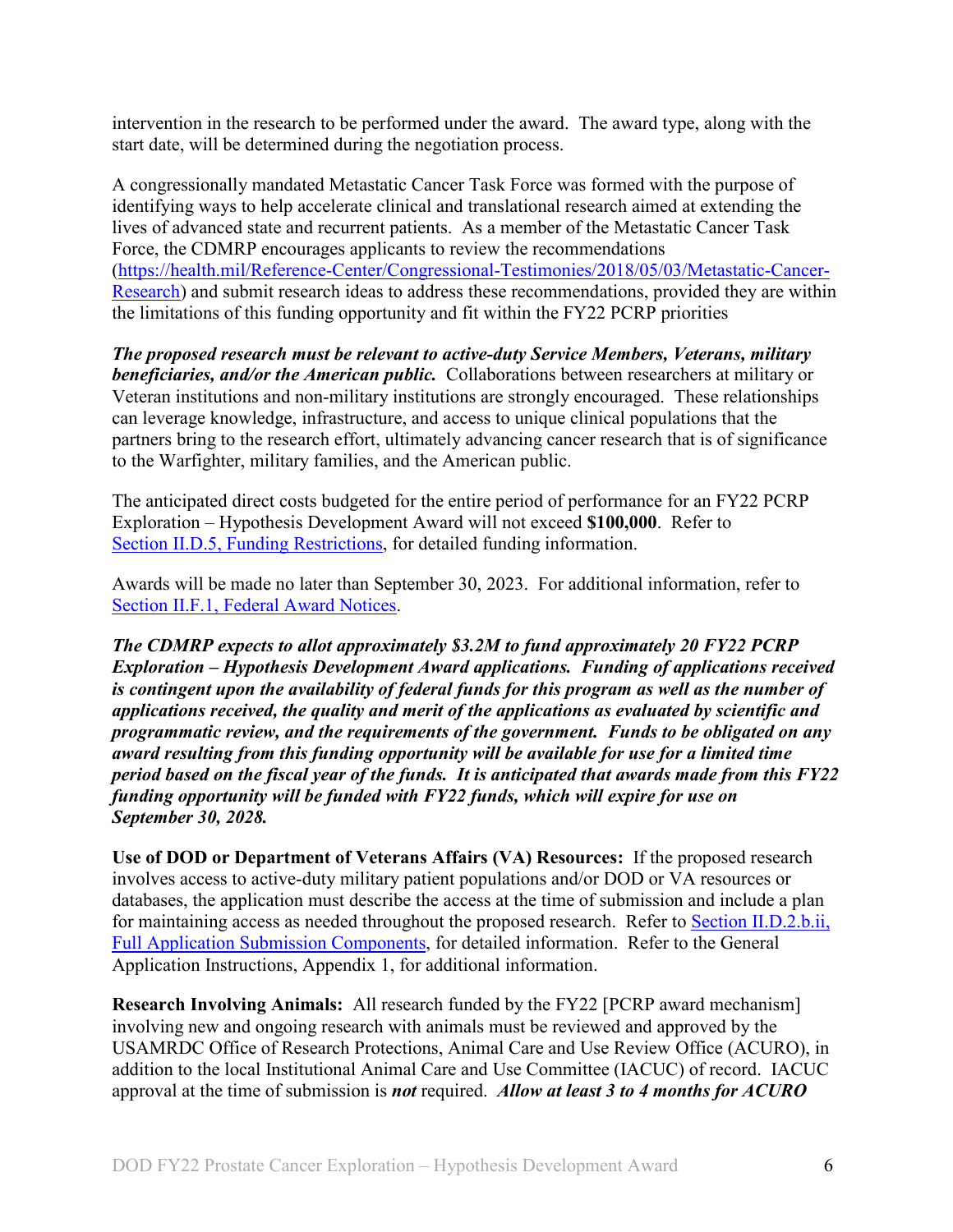intervention in the research to be performed under the award. The award type, along with the start date, will be determined during the negotiation process.

A congressionally mandated Metastatic Cancer Task Force was formed with the purpose of identifying ways to help accelerate clinical and translational research aimed at extending the lives of advanced state and recurrent patients. As a member of the Metastatic Cancer Task Force, the CDMRP encourages applicants to review the recommendations (https://health.mil/Reference-Center/Congressional-Testimonies/2018/05/03/Metastatic-Cancer-Research) and submit research ideas to address these recommendations, provided they are within the limitations of this funding opportunity and fit within the FY22 PCRP priorities

***The proposed research must be relevant to active-duty Service Members, Veterans, military beneficiaries, and/or the American public.*** Collaborations between researchers at military or Veteran institutions and non-military institutions are strongly encouraged. These relationships can leverage knowledge, infrastructure, and access to unique clinical populations that the partners bring to the research effort, ultimately advancing cancer research that is of significance to the Warfighter, military families, and the American public.

The anticipated direct costs budgeted for the entire period of performance for an FY22 PCRP Exploration – Hypothesis Development Award will not exceed **$100,000**. Refer to Section II.D.5, Funding Restrictions, for detailed funding information.

Awards will be made no later than September 30, 2023. For additional information, refer to Section II.F.1, Federal Award Notices.

***The CDMRP expects to allot approximately $3.2M to fund approximately 20 FY22 PCRP Exploration – Hypothesis Development Award applications. Funding of applications received is contingent upon the availability of federal funds for this program as well as the number of applications received, the quality and merit of the applications as evaluated by scientific and programmatic review, and the requirements of the government. Funds to be obligated on any award resulting from this funding opportunity will be available for use for a limited time period based on the fiscal year of the funds. It is anticipated that awards made from this FY22 funding opportunity will be funded with FY22 funds, which will expire for use on September 30, 2028.***

**Use of DOD or Department of Veterans Affairs (VA) Resources:** If the proposed research involves access to active-duty military patient populations and/or DOD or VA resources or databases, the application must describe the access at the time of submission and include a plan for maintaining access as needed throughout the proposed research. Refer to Section II.D.2.b.ii, Full Application Submission Components, for detailed information. Refer to the General Application Instructions, Appendix 1, for additional information.

**Research Involving Animals:** All research funded by the FY22 [PCRP award mechanism] involving new and ongoing research with animals must be reviewed and approved by the USAMRDC Office of Research Protections, Animal Care and Use Review Office (ACURO), in addition to the local Institutional Animal Care and Use Committee (IACUC) of record. IACUC approval at the time of submission is ***not*** required. ***Allow at least 3 to 4 months for ACURO***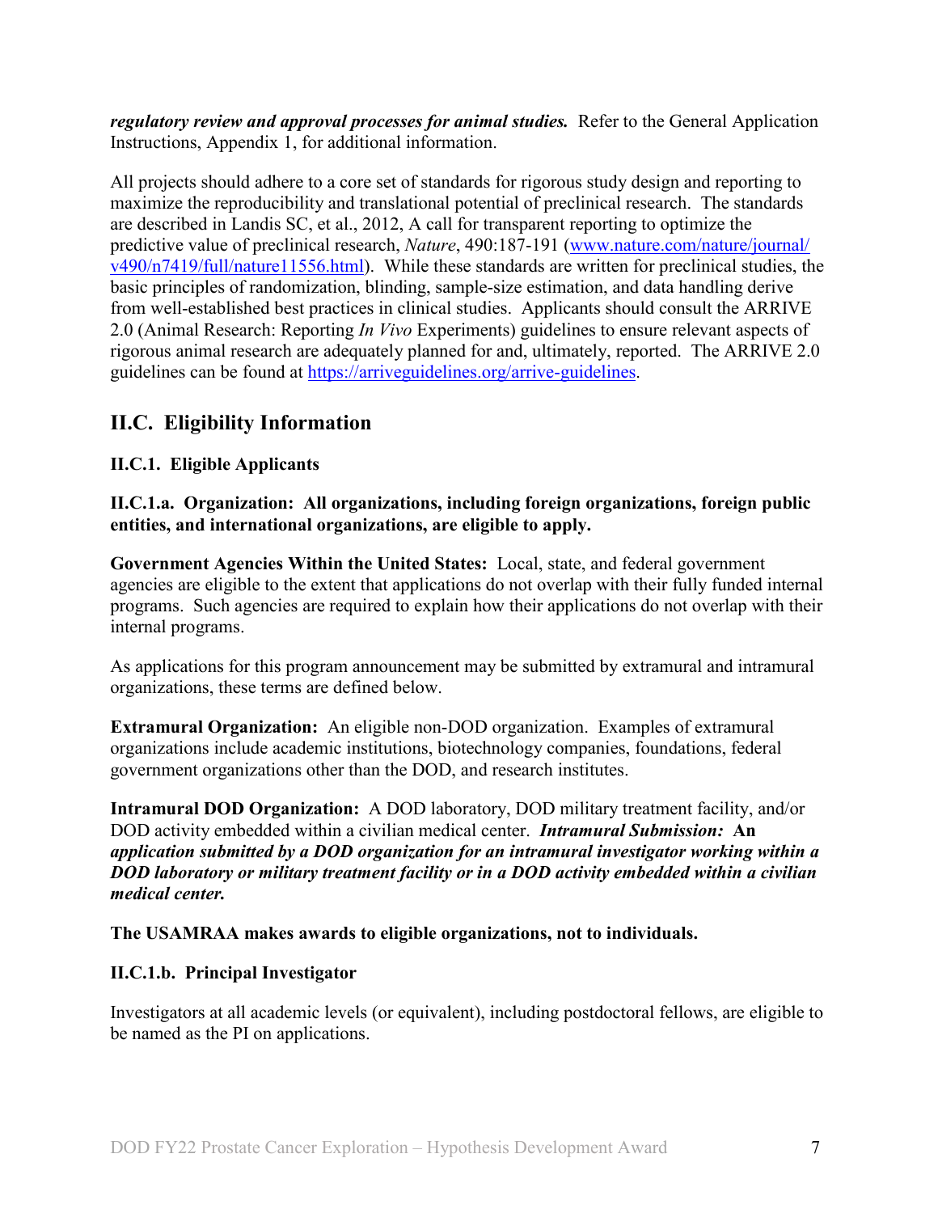***regulatory review and approval processes for animal studies.*** Refer to the General Application Instructions, Appendix 1, for additional information.

All projects should adhere to a core set of standards for rigorous study design and reporting to maximize the reproducibility and translational potential of preclinical research. The standards are described in Landis SC, et al., 2012, A call for transparent reporting to optimize the predictive value of preclinical research, *Nature*, 490:187-191 ([www.nature.com/nature/journal/v490/n7419/full/nature11556.html](www.nature.com/nature/journal/v490/n7419/full/nature11556.html)). While these standards are written for preclinical studies, the basic principles of randomization, blinding, sample-size estimation, and data handling derive from well-established best practices in clinical studies. Applicants should consult the ARRIVE 2.0 (Animal Research: Reporting *In Vivo* Experiments) guidelines to ensure relevant aspects of rigorous animal research are adequately planned for and, ultimately, reported. The ARRIVE 2.0 guidelines can be found at [https://arriveguidelines.org/arrive-guidelines](https://arriveguidelines.org/arrive-guidelines).

## II.C. Eligibility Information

### II.C.1. Eligible Applicants

#### II.C.1.a. Organization: All organizations, including foreign organizations, foreign public entities, and international organizations, are eligible to apply.

**Government Agencies Within the United States:** Local, state, and federal government agencies are eligible to the extent that applications do not overlap with their fully funded internal programs. Such agencies are required to explain how their applications do not overlap with their internal programs.

As applications for this program announcement may be submitted by extramural and intramural organizations, these terms are defined below.

**Extramural Organization:** An eligible non-DOD organization. Examples of extramural organizations include academic institutions, biotechnology companies, foundations, federal government organizations other than the DOD, and research institutes.

**Intramural DOD Organization:** A DOD laboratory, DOD military treatment facility, and/or DOD activity embedded within a civilian medical center. ***Intramural Submission:* An application submitted by a DOD organization for an intramural investigator working within a DOD laboratory or military treatment facility or in a DOD activity embedded within a civilian medical center.**

**The USAMRAA makes awards to eligible organizations, not to individuals.**

#### II.C.1.b. Principal Investigator

Investigators at all academic levels (or equivalent), including postdoctoral fellows, are eligible to be named as the PI on applications.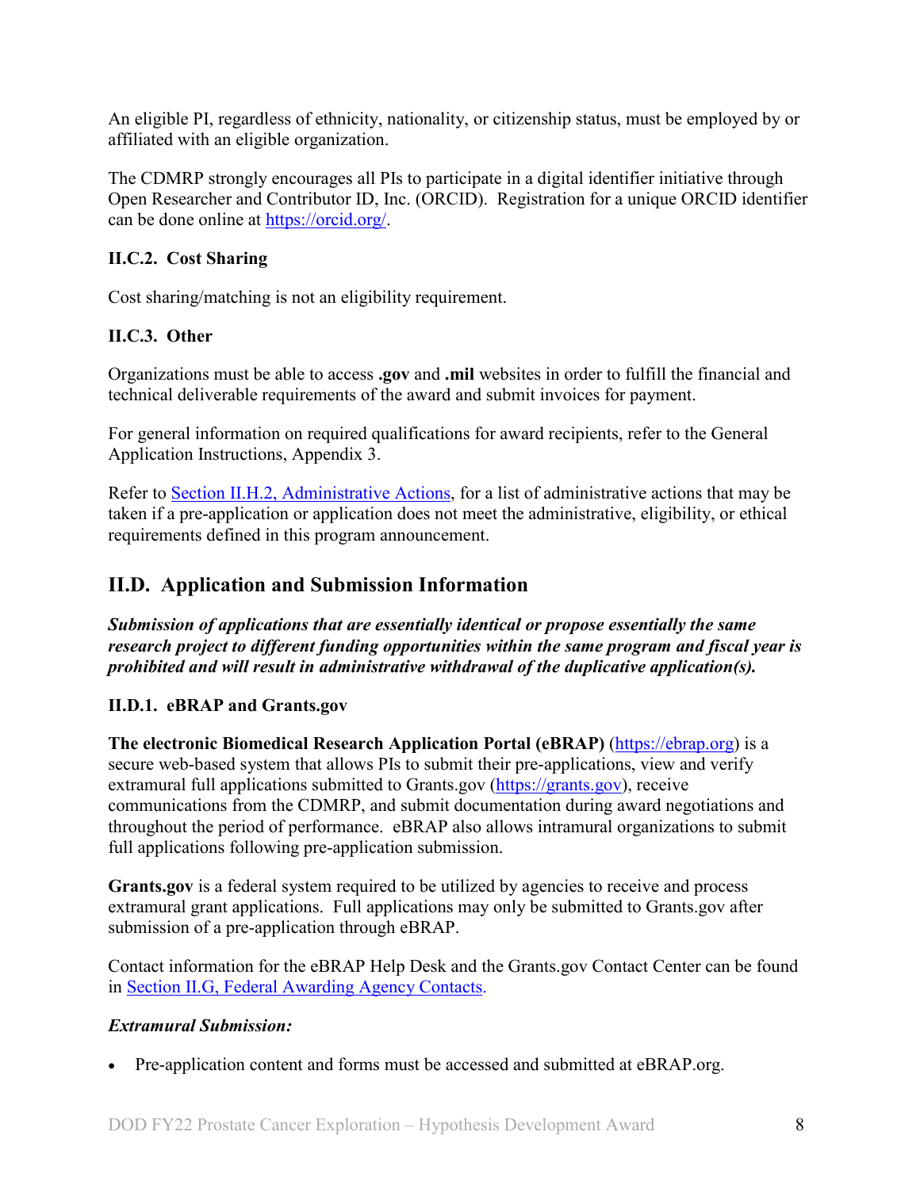An eligible PI, regardless of ethnicity, nationality, or citizenship status, must be employed by or affiliated with an eligible organization.

The CDMRP strongly encourages all PIs to participate in a digital identifier initiative through Open Researcher and Contributor ID, Inc. (ORCID). Registration for a unique ORCID identifier can be done online at [https://orcid.org/](https://orcid.org/).

### II.C.2. Cost Sharing

Cost sharing/matching is not an eligibility requirement.

### II.C.3. Other

Organizations must be able to access **.gov** and **.mil** websites in order to fulfill the financial and technical deliverable requirements of the award and submit invoices for payment.

For general information on required qualifications for award recipients, refer to the General Application Instructions, Appendix 3.

Refer to [Section II.H.2, Administrative Actions](#), for a list of administrative actions that may be taken if a pre-application or application does not meet the administrative, eligibility, or ethical requirements defined in this program announcement.

## II.D. Application and Submission Information

***Submission of applications that are essentially identical or propose essentially the same research project to different funding opportunities within the same program and fiscal year is prohibited and will result in administrative withdrawal of the duplicative application(s).***

### II.D.1. eBRAP and Grants.gov

**The electronic Biomedical Research Application Portal (eBRAP)** ([https://ebrap.org](https://ebrap.org)) is a secure web-based system that allows PIs to submit their pre-applications, view and verify extramural full applications submitted to Grants.gov ([https://grants.gov](https://grants.gov)), receive communications from the CDMRP, and submit documentation during award negotiations and throughout the period of performance. eBRAP also allows intramural organizations to submit full applications following pre-application submission.

**Grants.gov** is a federal system required to be utilized by agencies to receive and process extramural grant applications. Full applications may only be submitted to Grants.gov after submission of a pre-application through eBRAP.

Contact information for the eBRAP Help Desk and the Grants.gov Contact Center can be found in [Section II.G, Federal Awarding Agency Contacts](#).

***Extramural Submission:***

- Pre-application content and forms must be accessed and submitted at eBRAP.org.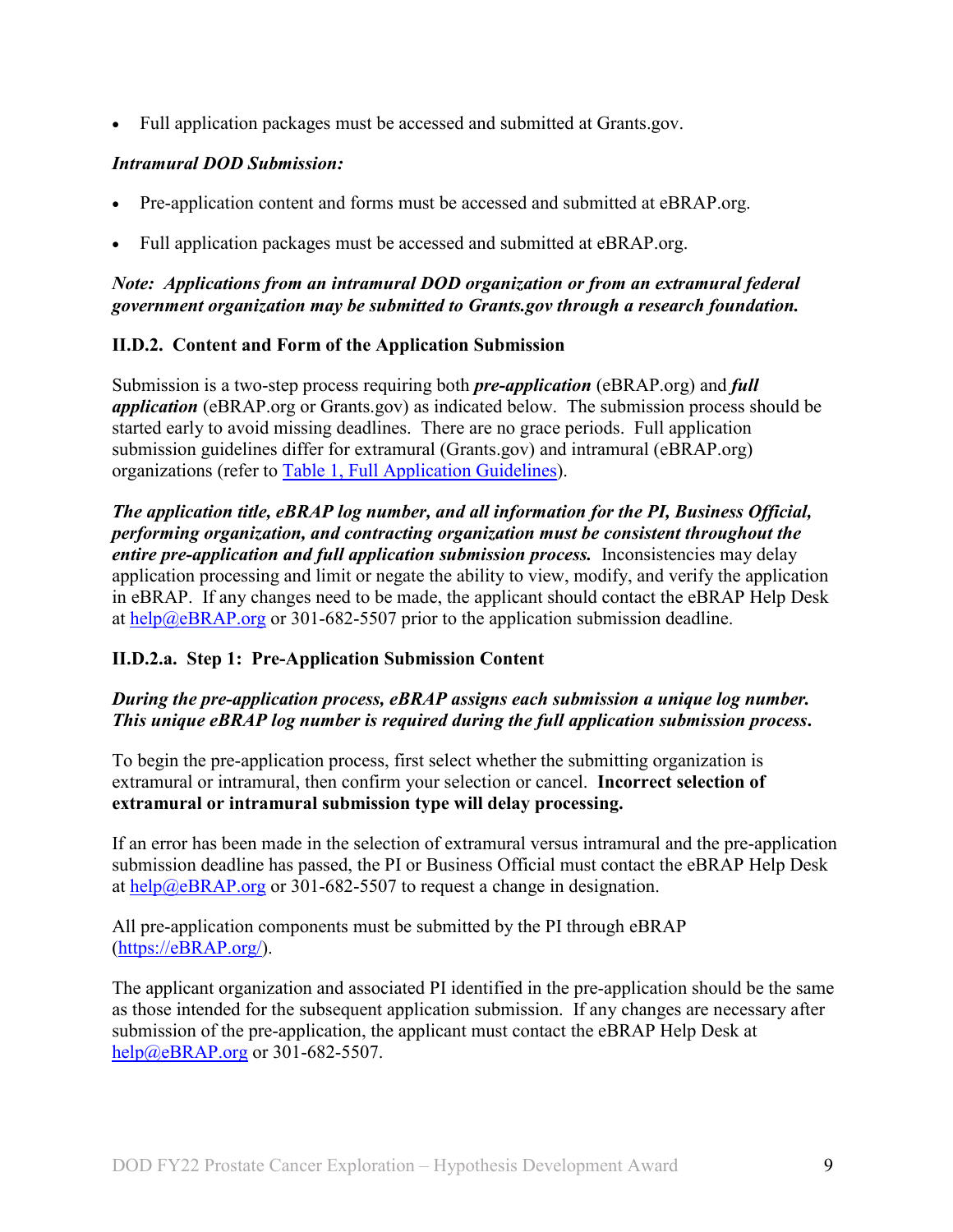- Full application packages must be accessed and submitted at Grants.gov.

***Intramural DOD Submission:***

- Pre-application content and forms must be accessed and submitted at eBRAP.org.
- Full application packages must be accessed and submitted at eBRAP.org.

***Note: Applications from an intramural DOD organization or from an extramural federal government organization may be submitted to Grants.gov through a research foundation.***

### II.D.2. Content and Form of the Application Submission

Submission is a two-step process requiring both ***pre-application*** (eBRAP.org) and ***full application*** (eBRAP.org or Grants.gov) as indicated below. The submission process should be started early to avoid missing deadlines. There are no grace periods. Full application submission guidelines differ for extramural (Grants.gov) and intramural (eBRAP.org) organizations (refer to [Table 1, Full Application Guidelines](#)).

***The application title, eBRAP log number, and all information for the PI, Business Official, performing organization, and contracting organization must be consistent throughout the entire pre-application and full application submission process.*** Inconsistencies may delay application processing and limit or negate the ability to view, modify, and verify the application in eBRAP. If any changes need to be made, the applicant should contact the eBRAP Help Desk at [help@eBRAP.org](mailto:help@eBRAP.org) or 301-682-5507 prior to the application submission deadline.

#### II.D.2.a. Step 1: Pre-Application Submission Content

***During the pre-application process, eBRAP assigns each submission a unique log number. This unique eBRAP log number is required during the full application submission process.***

To begin the pre-application process, first select whether the submitting organization is extramural or intramural, then confirm your selection or cancel. **Incorrect selection of extramural or intramural submission type will delay processing.**

If an error has been made in the selection of extramural versus intramural and the pre-application submission deadline has passed, the PI or Business Official must contact the eBRAP Help Desk at [help@eBRAP.org](mailto:help@eBRAP.org) or 301-682-5507 to request a change in designation.

All pre-application components must be submitted by the PI through eBRAP ([https://eBRAP.org/](https://eBRAP.org/)).

The applicant organization and associated PI identified in the pre-application should be the same as those intended for the subsequent application submission. If any changes are necessary after submission of the pre-application, the applicant must contact the eBRAP Help Desk at [help@eBRAP.org](mailto:help@eBRAP.org) or 301-682-5507.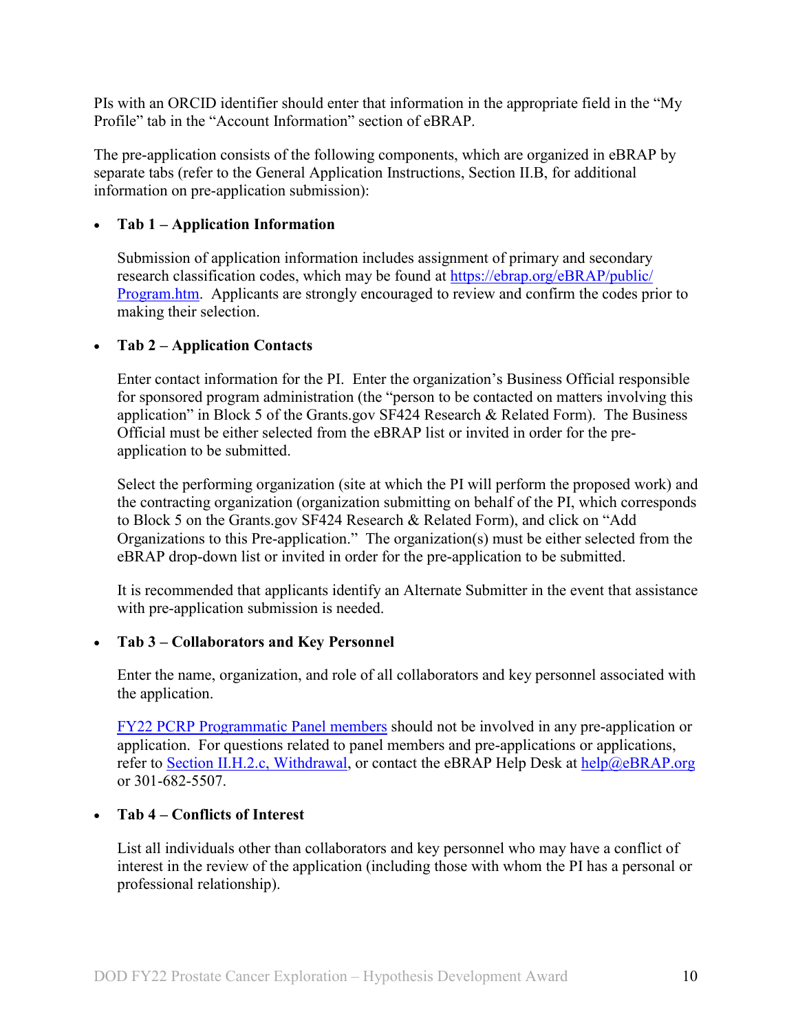PIs with an ORCID identifier should enter that information in the appropriate field in the "My Profile" tab in the "Account Information" section of eBRAP.

The pre-application consists of the following components, which are organized in eBRAP by separate tabs (refer to the General Application Instructions, Section II.B, for additional information on pre-application submission):

- **Tab 1 – Application Information**

  Submission of application information includes assignment of primary and secondary research classification codes, which may be found at [https://ebrap.org/eBRAP/public/Program.htm](https://ebrap.org/eBRAP/public/Program.htm). Applicants are strongly encouraged to review and confirm the codes prior to making their selection.

- **Tab 2 – Application Contacts**

  Enter contact information for the PI. Enter the organization's Business Official responsible for sponsored program administration (the "person to be contacted on matters involving this application" in Block 5 of the Grants.gov SF424 Research & Related Form). The Business Official must be either selected from the eBRAP list or invited in order for the pre-application to be submitted.

  Select the performing organization (site at which the PI will perform the proposed work) and the contracting organization (organization submitting on behalf of the PI, which corresponds to Block 5 on the Grants.gov SF424 Research & Related Form), and click on "Add Organizations to this Pre-application." The organization(s) must be either selected from the eBRAP drop-down list or invited in order for the pre-application to be submitted.

  It is recommended that applicants identify an Alternate Submitter in the event that assistance with pre-application submission is needed.

- **Tab 3 – Collaborators and Key Personnel**

  Enter the name, organization, and role of all collaborators and key personnel associated with the application.

  FY22 PCRP Programmatic Panel members should not be involved in any pre-application or application. For questions related to panel members and pre-applications or applications, refer to Section II.H.2.c, Withdrawal, or contact the eBRAP Help Desk at help@eBRAP.org or 301-682-5507.

- **Tab 4 – Conflicts of Interest**

  List all individuals other than collaborators and key personnel who may have a conflict of interest in the review of the application (including those with whom the PI has a personal or professional relationship).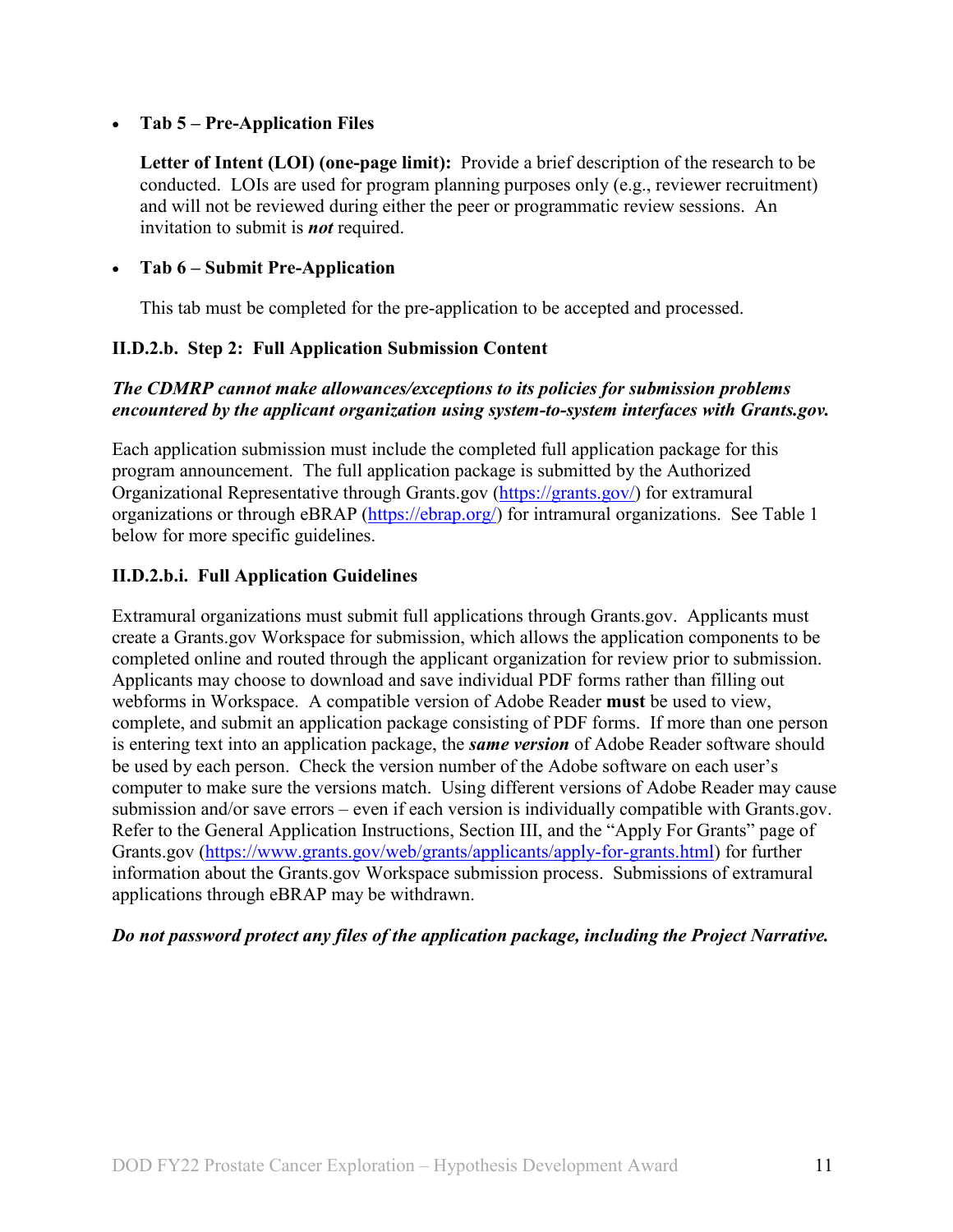- **Tab 5 – Pre-Application Files**

  **Letter of Intent (LOI) (one-page limit):** Provide a brief description of the research to be conducted. LOIs are used for program planning purposes only (e.g., reviewer recruitment) and will not be reviewed during either the peer or programmatic review sessions. An invitation to submit is ***not*** required.

- **Tab 6 – Submit Pre-Application**

  This tab must be completed for the pre-application to be accepted and processed.

### II.D.2.b. Step 2: Full Application Submission Content

***The CDMRP cannot make allowances/exceptions to its policies for submission problems encountered by the applicant organization using system-to-system interfaces with Grants.gov.***

Each application submission must include the completed full application package for this program announcement. The full application package is submitted by the Authorized Organizational Representative through Grants.gov (https://grants.gov/) for extramural organizations or through eBRAP (https://ebrap.org/) for intramural organizations. See Table 1 below for more specific guidelines.

#### II.D.2.b.i. Full Application Guidelines

Extramural organizations must submit full applications through Grants.gov. Applicants must create a Grants.gov Workspace for submission, which allows the application components to be completed online and routed through the applicant organization for review prior to submission. Applicants may choose to download and save individual PDF forms rather than filling out webforms in Workspace. A compatible version of Adobe Reader **must** be used to view, complete, and submit an application package consisting of PDF forms. If more than one person is entering text into an application package, the ***same version*** of Adobe Reader software should be used by each person. Check the version number of the Adobe software on each user's computer to make sure the versions match. Using different versions of Adobe Reader may cause submission and/or save errors – even if each version is individually compatible with Grants.gov. Refer to the General Application Instructions, Section III, and the "Apply For Grants" page of Grants.gov (https://www.grants.gov/web/grants/applicants/apply-for-grants.html) for further information about the Grants.gov Workspace submission process. Submissions of extramural applications through eBRAP may be withdrawn.

***Do not password protect any files of the application package, including the Project Narrative.***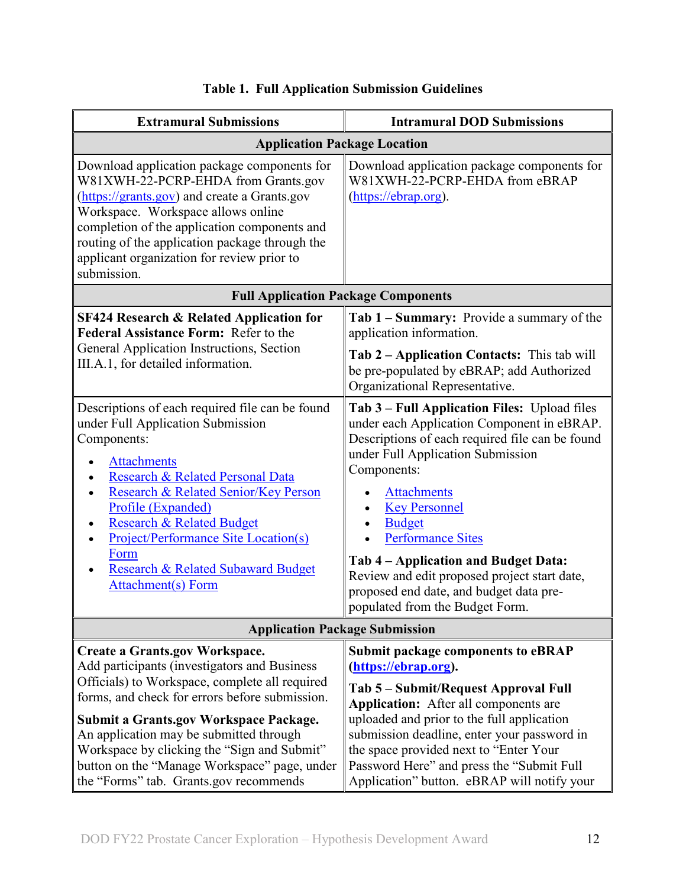**Table 1. Full Application Submission Guidelines**

| Extramural Submissions | Intramural DOD Submissions |
|---|---|
| **Application Package Location** | |
| Download application package components for W81XWH-22-PCRP-EHDA from Grants.gov (https://grants.gov) and create a Grants.gov Workspace. Workspace allows online completion of the application components and routing of the application package through the applicant organization for review prior to submission. | Download application package components for W81XWH-22-PCRP-EHDA from eBRAP (https://ebrap.org). |
| **Full Application Package Components** | |
| **SF424 Research & Related Application for Federal Assistance Form:** Refer to the General Application Instructions, Section III.A.1, for detailed information. | **Tab 1 – Summary:** Provide a summary of the application information.<br><br>**Tab 2 – Application Contacts:** This tab will be pre-populated by eBRAP; add Authorized Organizational Representative. |
| Descriptions of each required file can be found under Full Application Submission Components:<br>• Attachments<br>• Research & Related Personal Data<br>• Research & Related Senior/Key Person Profile (Expanded)<br>• Research & Related Budget<br>• Project/Performance Site Location(s) Form<br>• Research & Related Subaward Budget Attachment(s) Form | **Tab 3 – Full Application Files:** Upload files under each Application Component in eBRAP. Descriptions of each required file can be found under Full Application Submission Components:<br>• Attachments<br>• Key Personnel<br>• Budget<br>• Performance Sites<br><br>**Tab 4 – Application and Budget Data:** Review and edit proposed project start date, proposed end date, and budget data pre-populated from the Budget Form. |
| **Application Package Submission** | |
| **Create a Grants.gov Workspace.** Add participants (investigators and Business Officials) to Workspace, complete all required forms, and check for errors before submission.<br><br>**Submit a Grants.gov Workspace Package.** An application may be submitted through Workspace by clicking the "Sign and Submit" button on the "Manage Workspace" page, under the "Forms" tab. Grants.gov recommends | **Submit package components to eBRAP (https://ebrap.org).**<br><br>**Tab 5 – Submit/Request Approval Full Application:** After all components are uploaded and prior to the full application submission deadline, enter your password in the space provided next to "Enter Your Password Here" and press the "Submit Full Application" button. eBRAP will notify your |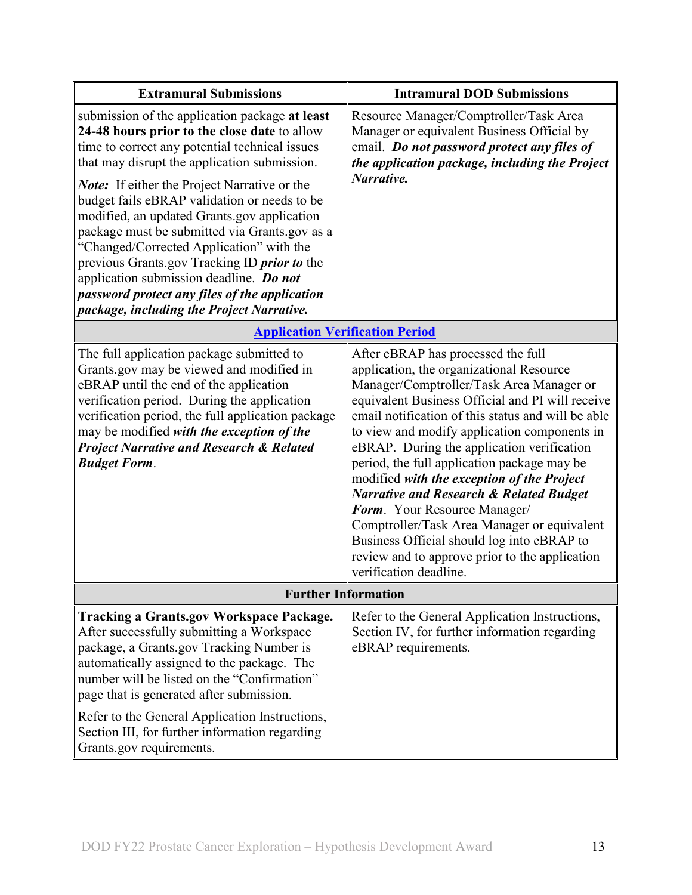| Extramural Submissions | Intramural DOD Submissions |
|---|---|
| submission of the application package **at least 24-48 hours prior to the close date** to allow time to correct any potential technical issues that may disrupt the application submission.<br><br>***Note:*** If either the Project Narrative or the budget fails eBRAP validation or needs to be modified, an updated Grants.gov application package must be submitted via Grants.gov as a "Changed/Corrected Application" with the previous Grants.gov Tracking ID ***prior to*** the application submission deadline. ***Do not password protect any files of the application package, including the Project Narrative.*** | Resource Manager/Comptroller/Task Area Manager or equivalent Business Official by email. ***Do not password protect any files of the application package, including the Project Narrative.*** |
| **Application Verification Period** | |
| The full application package submitted to Grants.gov may be viewed and modified in eBRAP until the end of the application verification period. During the application verification period, the full application package may be modified ***with the exception of the Project Narrative and Research & Related Budget Form***. | After eBRAP has processed the full application, the organizational Resource Manager/Comptroller/Task Area Manager or equivalent Business Official and PI will receive email notification of this status and will be able to view and modify application components in eBRAP. During the application verification period, the full application package may be modified ***with the exception of the Project Narrative and Research & Related Budget Form***. Your Resource Manager/ Comptroller/Task Area Manager or equivalent Business Official should log into eBRAP to review and to approve prior to the application verification deadline. |
| **Further Information** | |
| **Tracking a Grants.gov Workspace Package.** After successfully submitting a Workspace package, a Grants.gov Tracking Number is automatically assigned to the package. The number will be listed on the "Confirmation" page that is generated after submission.<br><br>Refer to the General Application Instructions, Section III, for further information regarding Grants.gov requirements. | Refer to the General Application Instructions, Section IV, for further information regarding eBRAP requirements. |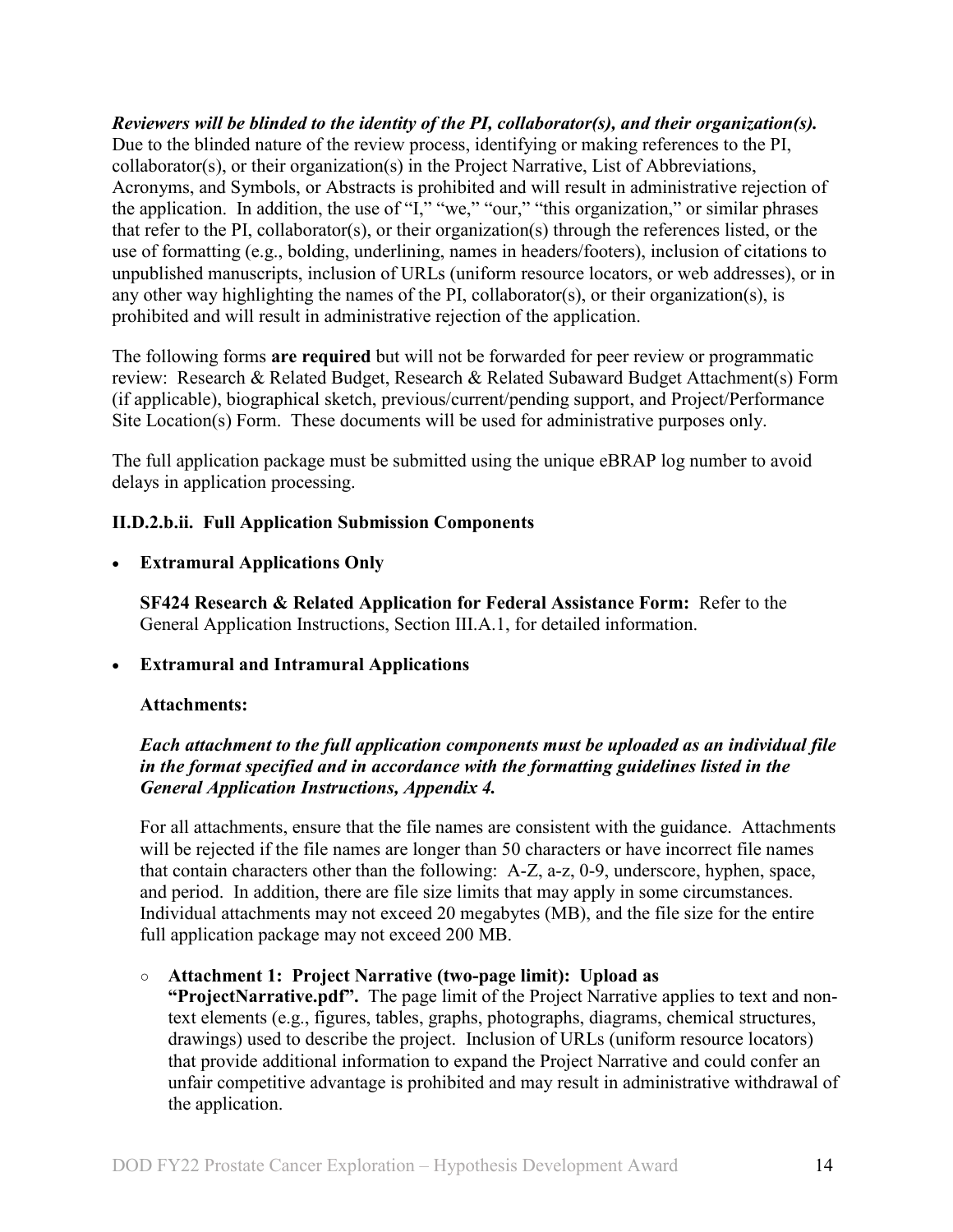***Reviewers will be blinded to the identity of the PI, collaborator(s), and their organization(s).*** Due to the blinded nature of the review process, identifying or making references to the PI, collaborator(s), or their organization(s) in the Project Narrative, List of Abbreviations, Acronyms, and Symbols, or Abstracts is prohibited and will result in administrative rejection of the application. In addition, the use of "I," "we," "our," "this organization," or similar phrases that refer to the PI, collaborator(s), or their organization(s) through the references listed, or the use of formatting (e.g., bolding, underlining, names in headers/footers), inclusion of citations to unpublished manuscripts, inclusion of URLs (uniform resource locators, or web addresses), or in any other way highlighting the names of the PI, collaborator(s), or their organization(s), is prohibited and will result in administrative rejection of the application.

The following forms **are required** but will not be forwarded for peer review or programmatic review: Research & Related Budget, Research & Related Subaward Budget Attachment(s) Form (if applicable), biographical sketch, previous/current/pending support, and Project/Performance Site Location(s) Form. These documents will be used for administrative purposes only.

The full application package must be submitted using the unique eBRAP log number to avoid delays in application processing.

### II.D.2.b.ii. Full Application Submission Components

- **Extramural Applications Only**

  **SF424 Research & Related Application for Federal Assistance Form:** Refer to the General Application Instructions, Section III.A.1, for detailed information.

- **Extramural and Intramural Applications**

  **Attachments:**

  ***Each attachment to the full application components must be uploaded as an individual file in the format specified and in accordance with the formatting guidelines listed in the General Application Instructions, Appendix 4.***

  For all attachments, ensure that the file names are consistent with the guidance. Attachments will be rejected if the file names are longer than 50 characters or have incorrect file names that contain characters other than the following: A-Z, a-z, 0-9, underscore, hyphen, space, and period. In addition, there are file size limits that may apply in some circumstances. Individual attachments may not exceed 20 megabytes (MB), and the file size for the entire full application package may not exceed 200 MB.

  - **Attachment 1: Project Narrative (two-page limit): Upload as "ProjectNarrative.pdf".** The page limit of the Project Narrative applies to text and non-text elements (e.g., figures, tables, graphs, photographs, diagrams, chemical structures, drawings) used to describe the project. Inclusion of URLs (uniform resource locators) that provide additional information to expand the Project Narrative and could confer an unfair competitive advantage is prohibited and may result in administrative withdrawal of the application.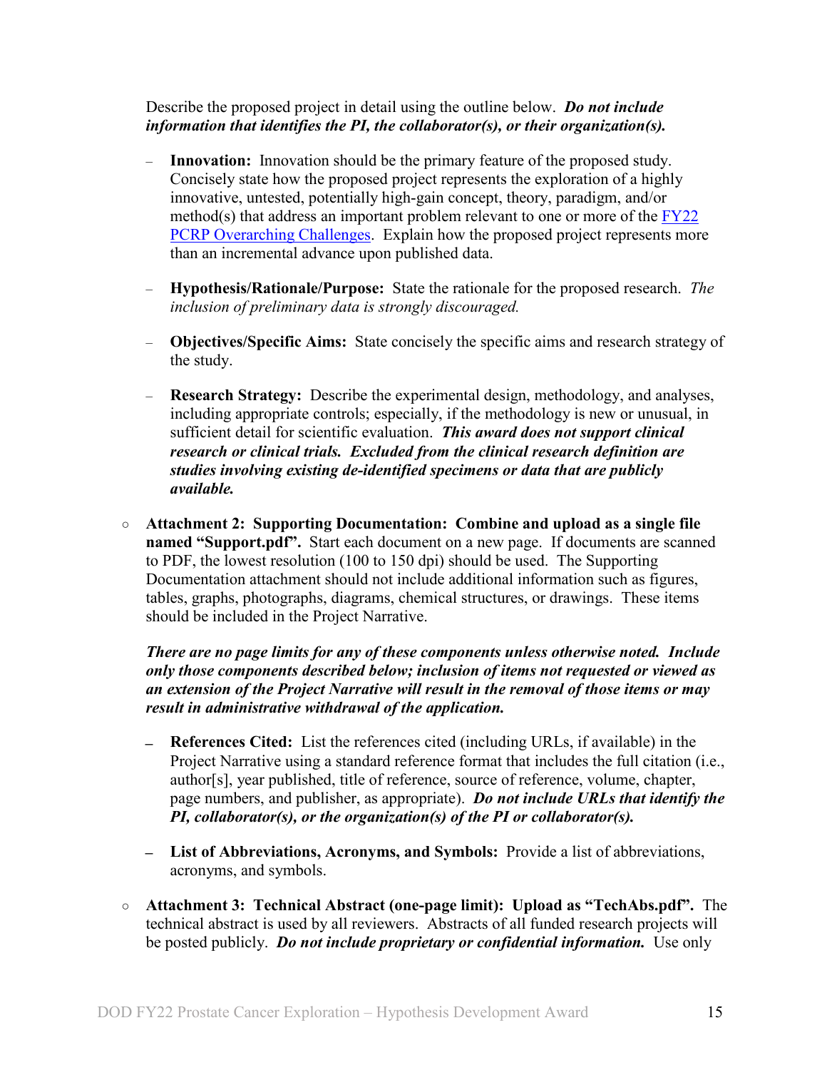Describe the proposed project in detail using the outline below. ***Do not include information that identifies the PI, the collaborator(s), or their organization(s).***

- **Innovation:** Innovation should be the primary feature of the proposed study. Concisely state how the proposed project represents the exploration of a highly innovative, untested, potentially high-gain concept, theory, paradigm, and/or method(s) that address an important problem relevant to one or more of the FY22 PCRP Overarching Challenges. Explain how the proposed project represents more than an incremental advance upon published data.

- **Hypothesis/Rationale/Purpose:** State the rationale for the proposed research. *The inclusion of preliminary data is strongly discouraged.*

- **Objectives/Specific Aims:** State concisely the specific aims and research strategy of the study.

- **Research Strategy:** Describe the experimental design, methodology, and analyses, including appropriate controls; especially, if the methodology is new or unusual, in sufficient detail for scientific evaluation. ***This award does not support clinical research or clinical trials. Excluded from the clinical research definition are studies involving existing de-identified specimens or data that are publicly available.***

- **Attachment 2: Supporting Documentation: Combine and upload as a single file named "Support.pdf".** Start each document on a new page. If documents are scanned to PDF, the lowest resolution (100 to 150 dpi) should be used. The Supporting Documentation attachment should not include additional information such as figures, tables, graphs, photographs, diagrams, chemical structures, or drawings. These items should be included in the Project Narrative.

  ***There are no page limits for any of these components unless otherwise noted. Include only those components described below; inclusion of items not requested or viewed as an extension of the Project Narrative will result in the removal of those items or may result in administrative withdrawal of the application.***

  - **References Cited:** List the references cited (including URLs, if available) in the Project Narrative using a standard reference format that includes the full citation (i.e., author[s], year published, title of reference, source of reference, volume, chapter, page numbers, and publisher, as appropriate). ***Do not include URLs that identify the PI, collaborator(s), or the organization(s) of the PI or collaborator(s).***

  - **List of Abbreviations, Acronyms, and Symbols:** Provide a list of abbreviations, acronyms, and symbols.

- **Attachment 3: Technical Abstract (one-page limit): Upload as "TechAbs.pdf".** The technical abstract is used by all reviewers. Abstracts of all funded research projects will be posted publicly. ***Do not include proprietary or confidential information.*** Use only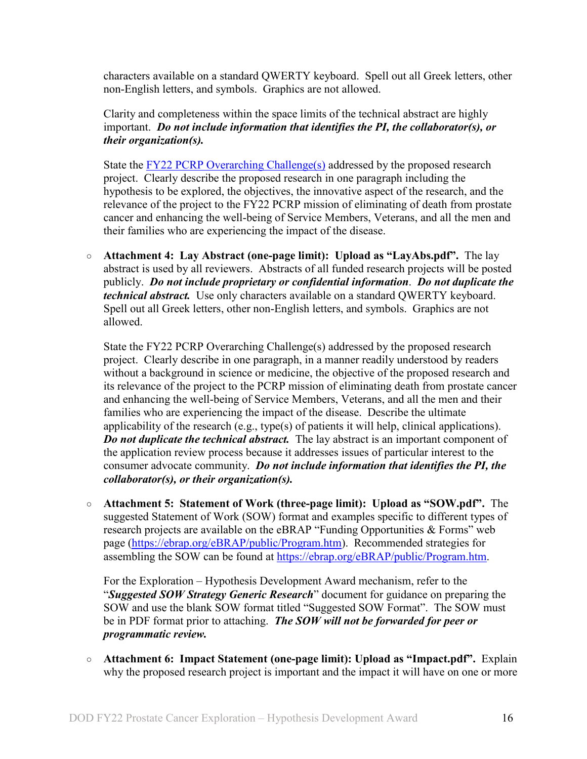characters available on a standard QWERTY keyboard. Spell out all Greek letters, other non-English letters, and symbols. Graphics are not allowed.

Clarity and completeness within the space limits of the technical abstract are highly important. ***Do not include information that identifies the PI, the collaborator(s), or their organization(s).***

State the [FY22 PCRP Overarching Challenge(s)]() addressed by the proposed research project. Clearly describe the proposed research in one paragraph including the hypothesis to be explored, the objectives, the innovative aspect of the research, and the relevance of the project to the FY22 PCRP mission of eliminating of death from prostate cancer and enhancing the well-being of Service Members, Veterans, and all the men and their families who are experiencing the impact of the disease.

- **Attachment 4: Lay Abstract (one-page limit): Upload as "LayAbs.pdf".** The lay abstract is used by all reviewers. Abstracts of all funded research projects will be posted publicly. ***Do not include proprietary or confidential information***. ***Do not duplicate the technical abstract.*** Use only characters available on a standard QWERTY keyboard. Spell out all Greek letters, other non-English letters, and symbols. Graphics are not allowed.

  State the FY22 PCRP Overarching Challenge(s) addressed by the proposed research project. Clearly describe in one paragraph, in a manner readily understood by readers without a background in science or medicine, the objective of the proposed research and its relevance of the project to the PCRP mission of eliminating death from prostate cancer and enhancing the well-being of Service Members, Veterans, and all the men and their families who are experiencing the impact of the disease. Describe the ultimate applicability of the research (e.g., type(s) of patients it will help, clinical applications). ***Do not duplicate the technical abstract.*** The lay abstract is an important component of the application review process because it addresses issues of particular interest to the consumer advocate community. ***Do not include information that identifies the PI, the collaborator(s), or their organization(s).***

- **Attachment 5: Statement of Work (three-page limit): Upload as "SOW.pdf".** The suggested Statement of Work (SOW) format and examples specific to different types of research projects are available on the eBRAP "Funding Opportunities & Forms" web page ([https://ebrap.org/eBRAP/public/Program.htm](https://ebrap.org/eBRAP/public/Program.htm)). Recommended strategies for assembling the SOW can be found at [https://ebrap.org/eBRAP/public/Program.htm](https://ebrap.org/eBRAP/public/Program.htm).

  For the Exploration – Hypothesis Development Award mechanism, refer to the "***Suggested SOW Strategy Generic Research***" document for guidance on preparing the SOW and use the blank SOW format titled "Suggested SOW Format". The SOW must be in PDF format prior to attaching. ***The SOW will not be forwarded for peer or programmatic review.***

- **Attachment 6: Impact Statement (one-page limit): Upload as "Impact.pdf".** Explain why the proposed research project is important and the impact it will have on one or more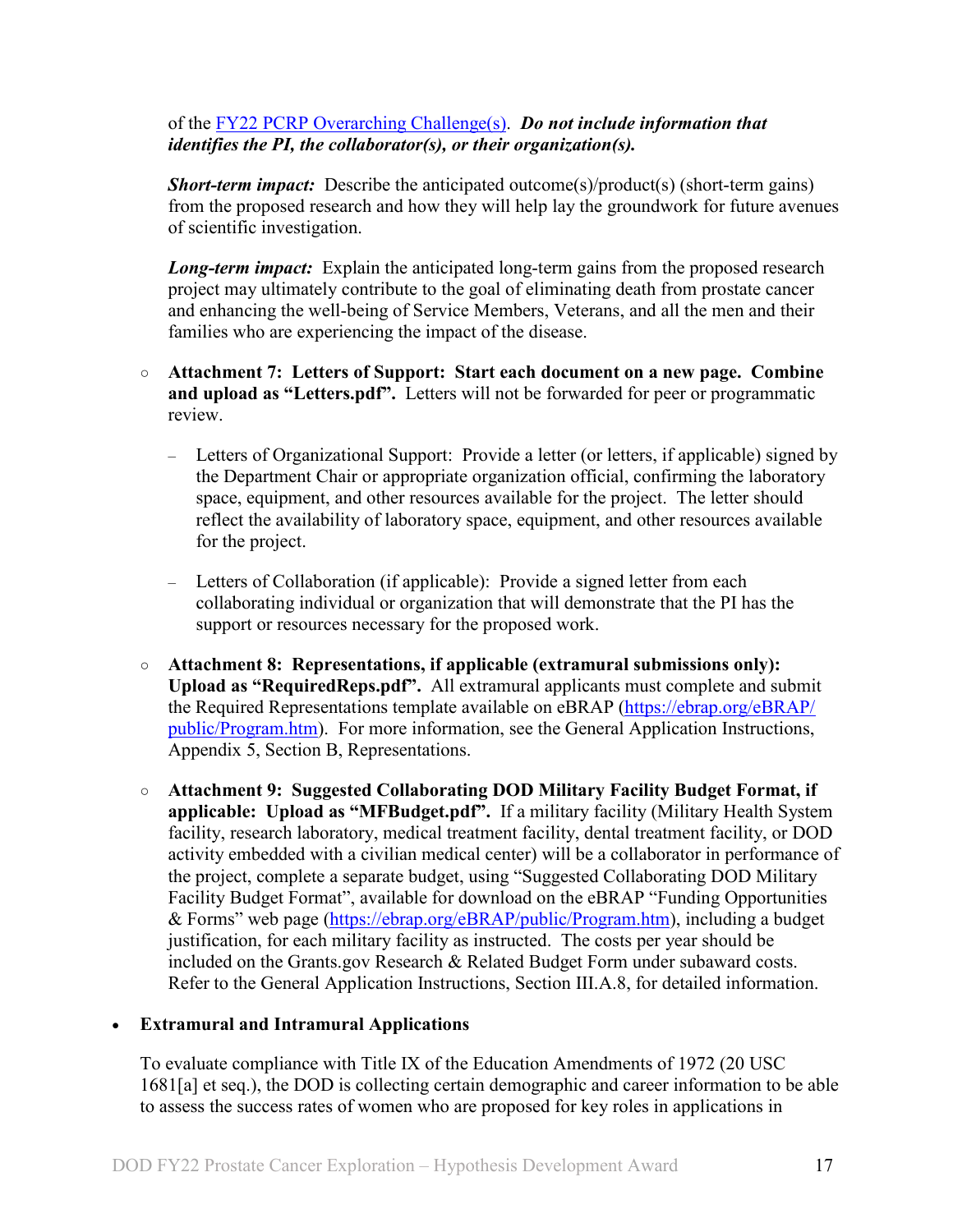of the FY22 PCRP Overarching Challenge(s). ***Do not include information that identifies the PI, the collaborator(s), or their organization(s).***

***Short-term impact:*** Describe the anticipated outcome(s)/product(s) (short-term gains) from the proposed research and how they will help lay the groundwork for future avenues of scientific investigation.

***Long-term impact:*** Explain the anticipated long-term gains from the proposed research project may ultimately contribute to the goal of eliminating death from prostate cancer and enhancing the well-being of Service Members, Veterans, and all the men and their families who are experiencing the impact of the disease.

- **Attachment 7: Letters of Support: Start each document on a new page. Combine and upload as "Letters.pdf".** Letters will not be forwarded for peer or programmatic review.
  - Letters of Organizational Support: Provide a letter (or letters, if applicable) signed by the Department Chair or appropriate organization official, confirming the laboratory space, equipment, and other resources available for the project. The letter should reflect the availability of laboratory space, equipment, and other resources available for the project.
  - Letters of Collaboration (if applicable): Provide a signed letter from each collaborating individual or organization that will demonstrate that the PI has the support or resources necessary for the proposed work.
- **Attachment 8: Representations, if applicable (extramural submissions only): Upload as "RequiredReps.pdf".** All extramural applicants must complete and submit the Required Representations template available on eBRAP (https://ebrap.org/eBRAP/public/Program.htm). For more information, see the General Application Instructions, Appendix 5, Section B, Representations.
- **Attachment 9: Suggested Collaborating DOD Military Facility Budget Format, if applicable: Upload as "MFBudget.pdf".** If a military facility (Military Health System facility, research laboratory, medical treatment facility, dental treatment facility, or DOD activity embedded with a civilian medical center) will be a collaborator in performance of the project, complete a separate budget, using "Suggested Collaborating DOD Military Facility Budget Format", available for download on the eBRAP "Funding Opportunities & Forms" web page (https://ebrap.org/eBRAP/public/Program.htm), including a budget justification, for each military facility as instructed. The costs per year should be included on the Grants.gov Research & Related Budget Form under subaward costs. Refer to the General Application Instructions, Section III.A.8, for detailed information.

- **Extramural and Intramural Applications**

  To evaluate compliance with Title IX of the Education Amendments of 1972 (20 USC 1681[a] et seq.), the DOD is collecting certain demographic and career information to be able to assess the success rates of women who are proposed for key roles in applications in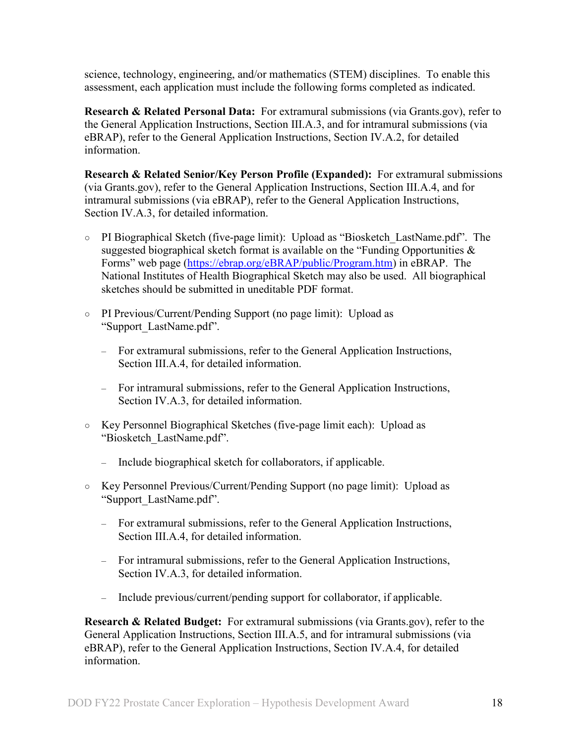science, technology, engineering, and/or mathematics (STEM) disciplines. To enable this assessment, each application must include the following forms completed as indicated.

**Research & Related Personal Data:** For extramural submissions (via Grants.gov), refer to the General Application Instructions, Section III.A.3, and for intramural submissions (via eBRAP), refer to the General Application Instructions, Section IV.A.2, for detailed information.

**Research & Related Senior/Key Person Profile (Expanded):** For extramural submissions (via Grants.gov), refer to the General Application Instructions, Section III.A.4, and for intramural submissions (via eBRAP), refer to the General Application Instructions, Section IV.A.3, for detailed information.

- PI Biographical Sketch (five-page limit): Upload as "Biosketch_LastName.pdf". The suggested biographical sketch format is available on the "Funding Opportunities & Forms" web page ([https://ebrap.org/eBRAP/public/Program.htm](https://ebrap.org/eBRAP/public/Program.htm)) in eBRAP. The National Institutes of Health Biographical Sketch may also be used. All biographical sketches should be submitted in uneditable PDF format.

- PI Previous/Current/Pending Support (no page limit): Upload as "Support_LastName.pdf".

  - For extramural submissions, refer to the General Application Instructions, Section III.A.4, for detailed information.

  - For intramural submissions, refer to the General Application Instructions, Section IV.A.3, for detailed information.

- Key Personnel Biographical Sketches (five-page limit each): Upload as "Biosketch_LastName.pdf".

  - Include biographical sketch for collaborators, if applicable.

- Key Personnel Previous/Current/Pending Support (no page limit): Upload as "Support_LastName.pdf".

  - For extramural submissions, refer to the General Application Instructions, Section III.A.4, for detailed information.

  - For intramural submissions, refer to the General Application Instructions, Section IV.A.3, for detailed information.

  - Include previous/current/pending support for collaborator, if applicable.

**Research & Related Budget:** For extramural submissions (via Grants.gov), refer to the General Application Instructions, Section III.A.5, and for intramural submissions (via eBRAP), refer to the General Application Instructions, Section IV.A.4, for detailed information.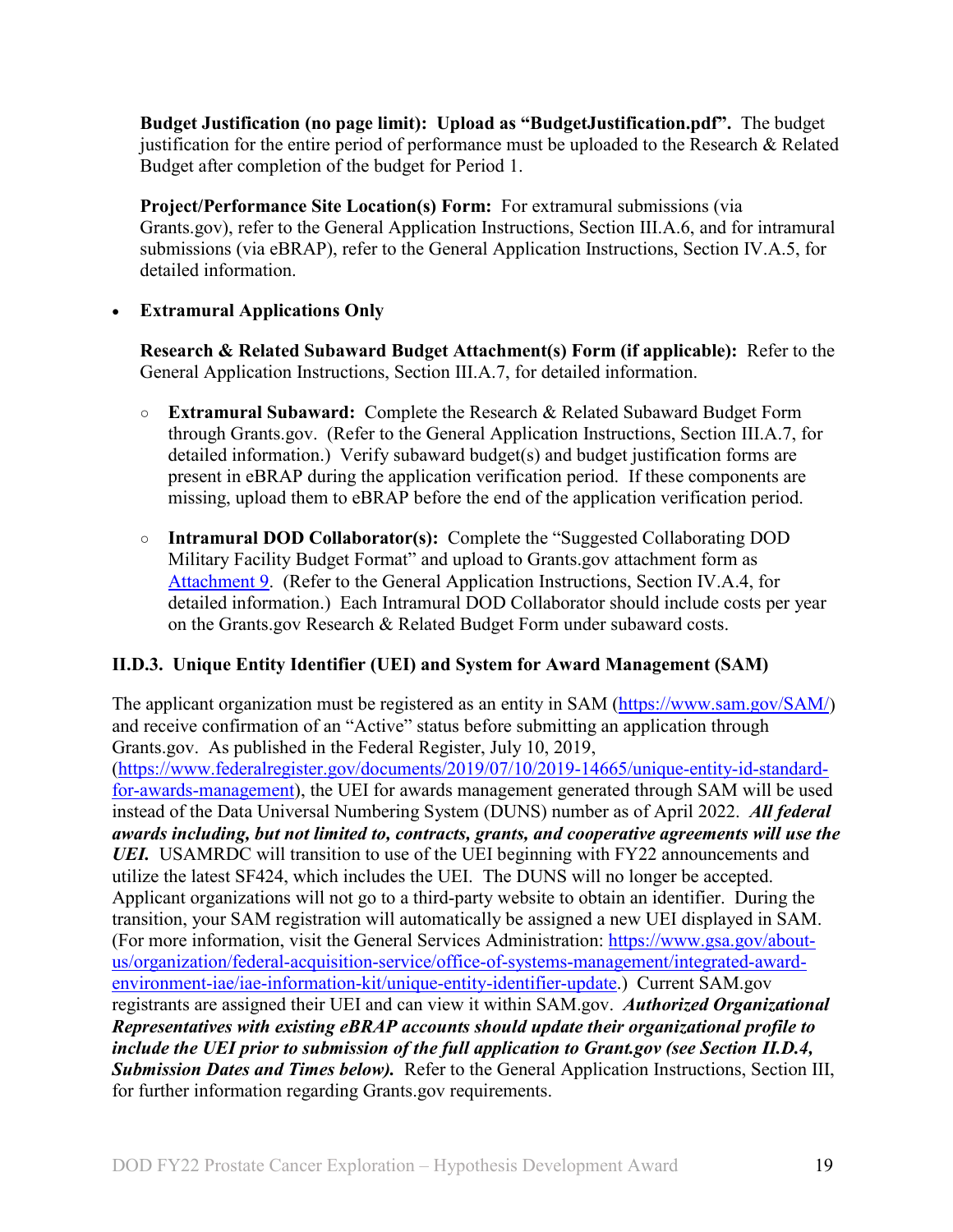**Budget Justification (no page limit): Upload as "BudgetJustification.pdf".** The budget justification for the entire period of performance must be uploaded to the Research & Related Budget after completion of the budget for Period 1.

**Project/Performance Site Location(s) Form:** For extramural submissions (via Grants.gov), refer to the General Application Instructions, Section III.A.6, and for intramural submissions (via eBRAP), refer to the General Application Instructions, Section IV.A.5, for detailed information.

- **Extramural Applications Only**

  **Research & Related Subaward Budget Attachment(s) Form (if applicable):** Refer to the General Application Instructions, Section III.A.7, for detailed information.

  - **Extramural Subaward:** Complete the Research & Related Subaward Budget Form through Grants.gov. (Refer to the General Application Instructions, Section III.A.7, for detailed information.) Verify subaward budget(s) and budget justification forms are present in eBRAP during the application verification period. If these components are missing, upload them to eBRAP before the end of the application verification period.

  - **Intramural DOD Collaborator(s):** Complete the "Suggested Collaborating DOD Military Facility Budget Format" and upload to Grants.gov attachment form as Attachment 9. (Refer to the General Application Instructions, Section IV.A.4, for detailed information.) Each Intramural DOD Collaborator should include costs per year on the Grants.gov Research & Related Budget Form under subaward costs.

### II.D.3. Unique Entity Identifier (UEI) and System for Award Management (SAM)

The applicant organization must be registered as an entity in SAM (https://www.sam.gov/SAM/) and receive confirmation of an "Active" status before submitting an application through Grants.gov. As published in the Federal Register, July 10, 2019, (https://www.federalregister.gov/documents/2019/07/10/2019-14665/unique-entity-id-standard-for-awards-management), the UEI for awards management generated through SAM will be used instead of the Data Universal Numbering System (DUNS) number as of April 2022. ***All federal awards including, but not limited to, contracts, grants, and cooperative agreements will use the UEI.*** USAMRDC will transition to use of the UEI beginning with FY22 announcements and utilize the latest SF424, which includes the UEI. The DUNS will no longer be accepted. Applicant organizations will not go to a third-party website to obtain an identifier. During the transition, your SAM registration will automatically be assigned a new UEI displayed in SAM. (For more information, visit the General Services Administration: https://www.gsa.gov/about-us/organization/federal-acquisition-service/office-of-systems-management/integrated-award-environment-iae/iae-information-kit/unique-entity-identifier-update.) Current SAM.gov registrants are assigned their UEI and can view it within SAM.gov. ***Authorized Organizational Representatives with existing eBRAP accounts should update their organizational profile to include the UEI prior to submission of the full application to Grant.gov (see Section II.D.4, Submission Dates and Times below).*** Refer to the General Application Instructions, Section III, for further information regarding Grants.gov requirements.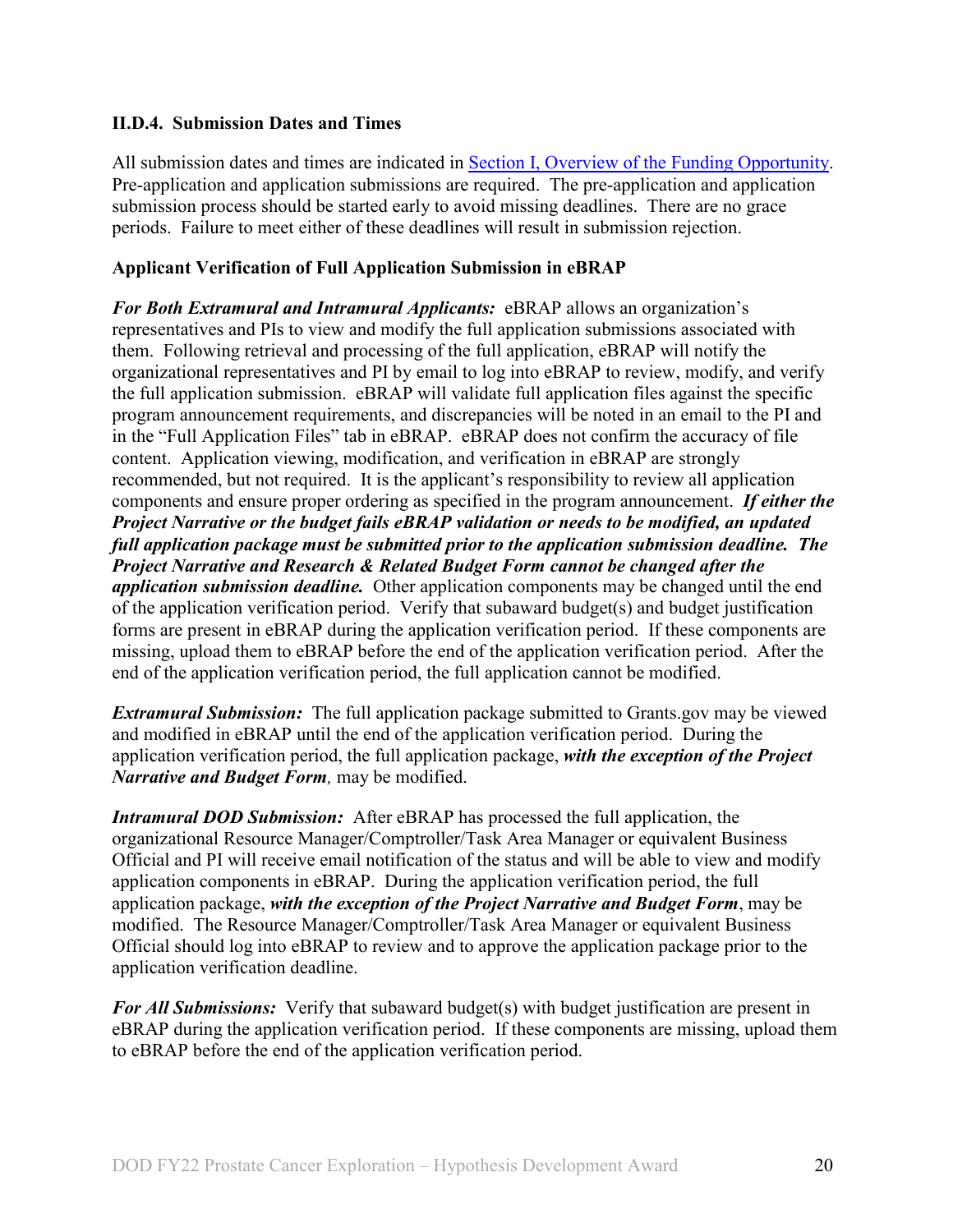### II.D.4. Submission Dates and Times

All submission dates and times are indicated in [Section I, Overview of the Funding Opportunity](#). Pre-application and application submissions are required. The pre-application and application submission process should be started early to avoid missing deadlines. There are no grace periods. Failure to meet either of these deadlines will result in submission rejection.

**Applicant Verification of Full Application Submission in eBRAP**

***For Both Extramural and Intramural Applicants:*** eBRAP allows an organization's representatives and PIs to view and modify the full application submissions associated with them. Following retrieval and processing of the full application, eBRAP will notify the organizational representatives and PI by email to log into eBRAP to review, modify, and verify the full application submission. eBRAP will validate full application files against the specific program announcement requirements, and discrepancies will be noted in an email to the PI and in the "Full Application Files" tab in eBRAP. eBRAP does not confirm the accuracy of file content. Application viewing, modification, and verification in eBRAP are strongly recommended, but not required. It is the applicant's responsibility to review all application components and ensure proper ordering as specified in the program announcement. ***If either the Project Narrative or the budget fails eBRAP validation or needs to be modified, an updated full application package must be submitted prior to the application submission deadline. The Project Narrative and Research & Related Budget Form cannot be changed after the application submission deadline.*** Other application components may be changed until the end of the application verification period. Verify that subaward budget(s) and budget justification forms are present in eBRAP during the application verification period. If these components are missing, upload them to eBRAP before the end of the application verification period. After the end of the application verification period, the full application cannot be modified.

***Extramural Submission:*** The full application package submitted to Grants.gov may be viewed and modified in eBRAP until the end of the application verification period. During the application verification period, the full application package, ***with the exception of the Project Narrative and Budget Form***, may be modified.

***Intramural DOD Submission:*** After eBRAP has processed the full application, the organizational Resource Manager/Comptroller/Task Area Manager or equivalent Business Official and PI will receive email notification of the status and will be able to view and modify application components in eBRAP. During the application verification period, the full application package, ***with the exception of the Project Narrative and Budget Form***, may be modified. The Resource Manager/Comptroller/Task Area Manager or equivalent Business Official should log into eBRAP to review and to approve the application package prior to the application verification deadline.

***For All Submissions:*** Verify that subaward budget(s) with budget justification are present in eBRAP during the application verification period. If these components are missing, upload them to eBRAP before the end of the application verification period.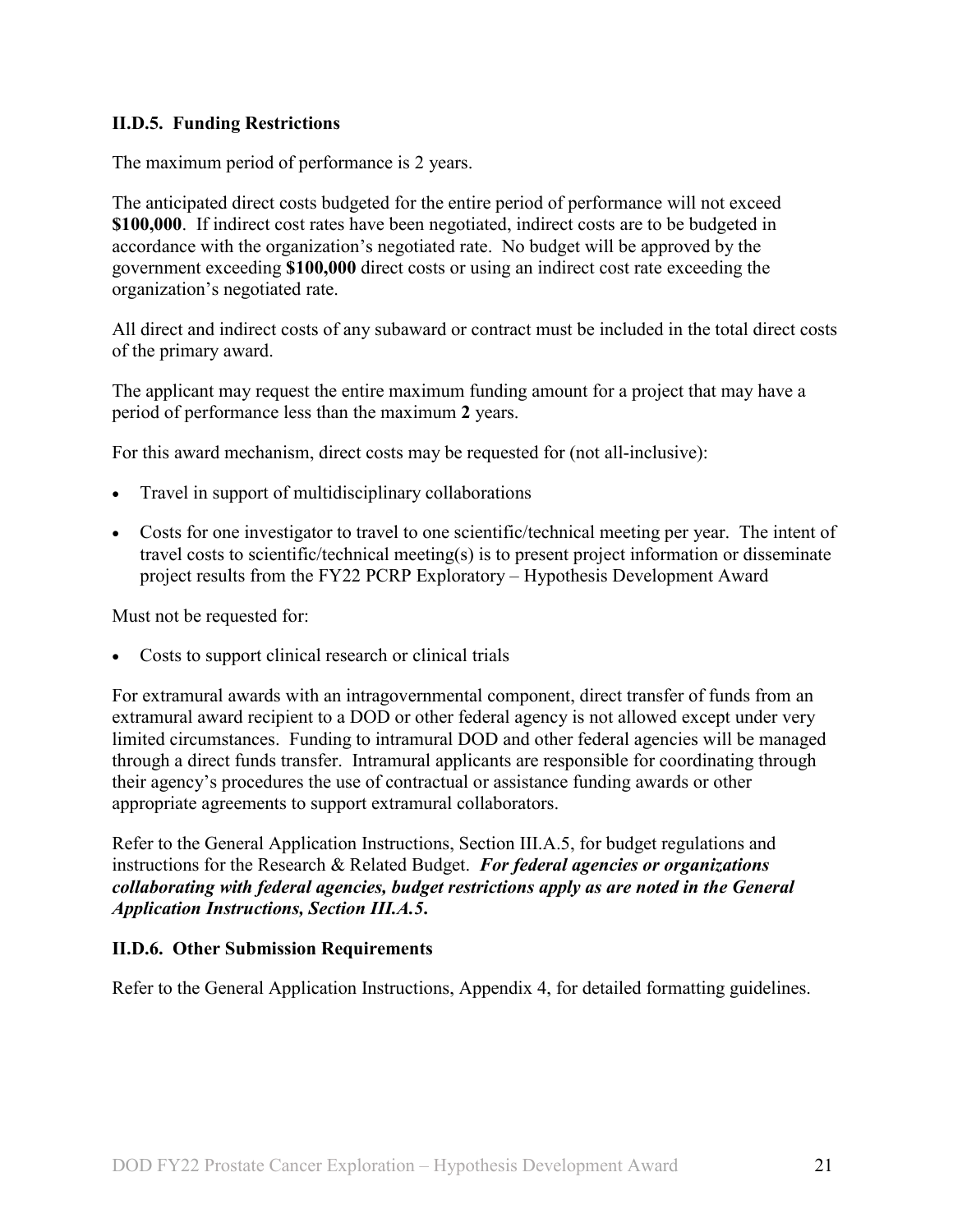### II.D.5. Funding Restrictions

The maximum period of performance is 2 years.

The anticipated direct costs budgeted for the entire period of performance will not exceed **$100,000**. If indirect cost rates have been negotiated, indirect costs are to be budgeted in accordance with the organization's negotiated rate. No budget will be approved by the government exceeding **$100,000** direct costs or using an indirect cost rate exceeding the organization's negotiated rate.

All direct and indirect costs of any subaward or contract must be included in the total direct costs of the primary award.

The applicant may request the entire maximum funding amount for a project that may have a period of performance less than the maximum **2** years.

For this award mechanism, direct costs may be requested for (not all-inclusive):

- Travel in support of multidisciplinary collaborations
- Costs for one investigator to travel to one scientific/technical meeting per year. The intent of travel costs to scientific/technical meeting(s) is to present project information or disseminate project results from the FY22 PCRP Exploratory – Hypothesis Development Award

Must not be requested for:

- Costs to support clinical research or clinical trials

For extramural awards with an intragovernmental component, direct transfer of funds from an extramural award recipient to a DOD or other federal agency is not allowed except under very limited circumstances. Funding to intramural DOD and other federal agencies will be managed through a direct funds transfer. Intramural applicants are responsible for coordinating through their agency's procedures the use of contractual or assistance funding awards or other appropriate agreements to support extramural collaborators.

Refer to the General Application Instructions, Section III.A.5, for budget regulations and instructions for the Research & Related Budget. ***For federal agencies or organizations collaborating with federal agencies, budget restrictions apply as are noted in the General Application Instructions, Section III.A.5.***

### II.D.6. Other Submission Requirements

Refer to the General Application Instructions, Appendix 4, for detailed formatting guidelines.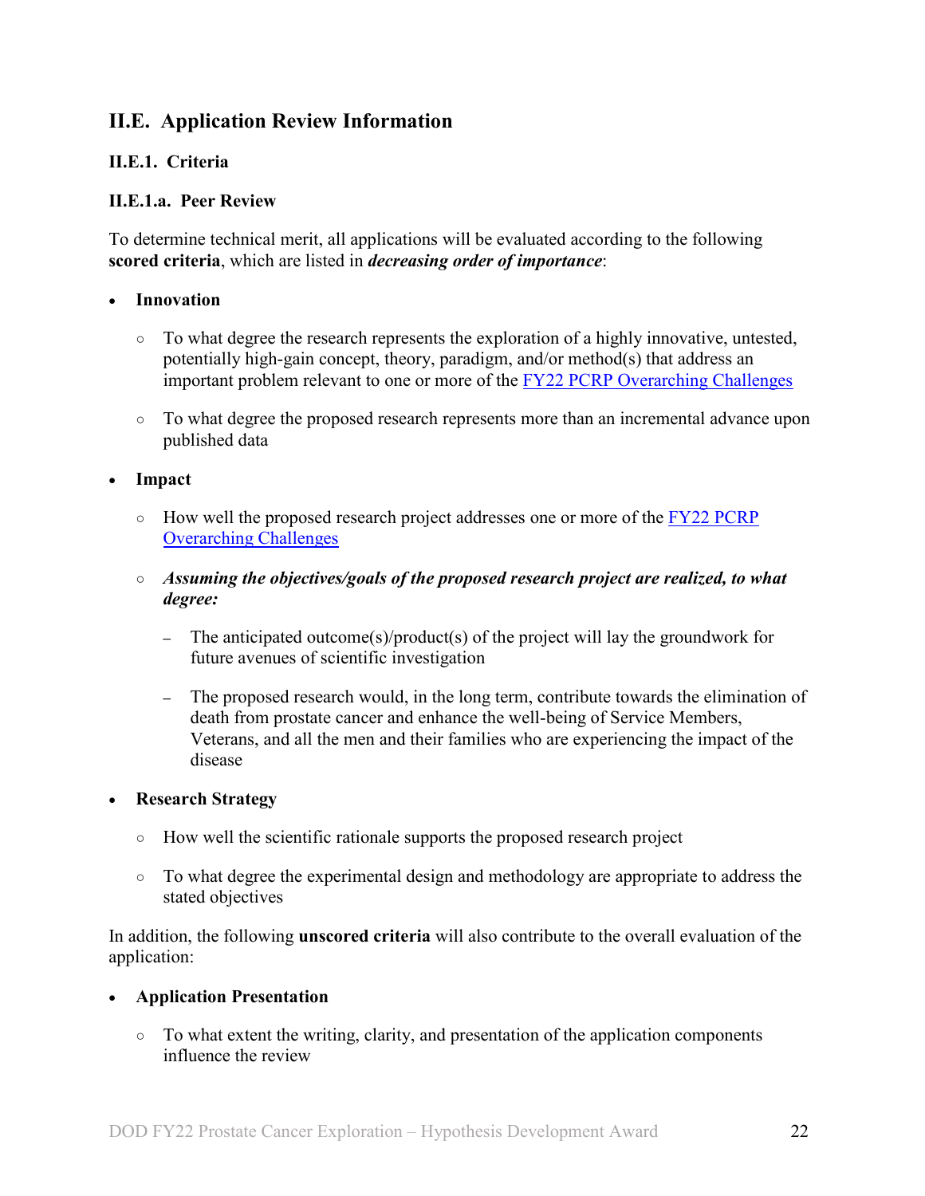## II.E. Application Review Information

### II.E.1. Criteria

#### II.E.1.a. Peer Review

To determine technical merit, all applications will be evaluated according to the following **scored criteria**, which are listed in ***decreasing order of importance***:

- **Innovation**
  - To what degree the research represents the exploration of a highly innovative, untested, potentially high-gain concept, theory, paradigm, and/or method(s) that address an important problem relevant to one or more of the FY22 PCRP Overarching Challenges
  - To what degree the proposed research represents more than an incremental advance upon published data
- **Impact**
  - How well the proposed research project addresses one or more of the FY22 PCRP Overarching Challenges
  - ***Assuming the objectives/goals of the proposed research project are realized, to what degree:***
    - The anticipated outcome(s)/product(s) of the project will lay the groundwork for future avenues of scientific investigation
    - The proposed research would, in the long term, contribute towards the elimination of death from prostate cancer and enhance the well-being of Service Members, Veterans, and all the men and their families who are experiencing the impact of the disease
- **Research Strategy**
  - How well the scientific rationale supports the proposed research project
  - To what degree the experimental design and methodology are appropriate to address the stated objectives

In addition, the following **unscored criteria** will also contribute to the overall evaluation of the application:

- **Application Presentation**
  - To what extent the writing, clarity, and presentation of the application components influence the review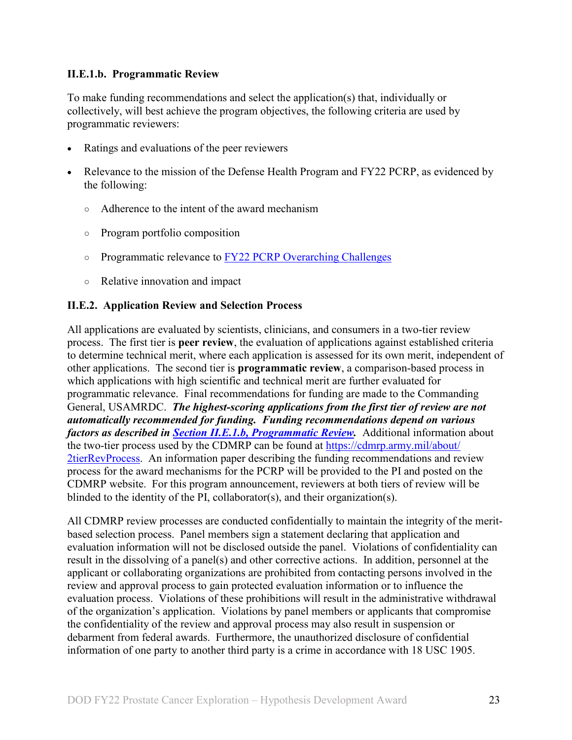#### II.E.1.b. Programmatic Review

To make funding recommendations and select the application(s) that, individually or collectively, will best achieve the program objectives, the following criteria are used by programmatic reviewers:

- Ratings and evaluations of the peer reviewers
- Relevance to the mission of the Defense Health Program and FY22 PCRP, as evidenced by the following:
  - Adherence to the intent of the award mechanism
  - Program portfolio composition
  - Programmatic relevance to [FY22 PCRP Overarching Challenges]()
  - Relative innovation and impact

### II.E.2. Application Review and Selection Process

All applications are evaluated by scientists, clinicians, and consumers in a two-tier review process. The first tier is **peer review**, the evaluation of applications against established criteria to determine technical merit, where each application is assessed for its own merit, independent of other applications. The second tier is **programmatic review**, a comparison-based process in which applications with high scientific and technical merit are further evaluated for programmatic relevance. Final recommendations for funding are made to the Commanding General, USAMRDC. ***The highest-scoring applications from the first tier of review are not automatically recommended for funding. Funding recommendations depend on various factors as described in [Section II.E.1.b, Programmatic Review]().*** Additional information about the two-tier process used by the CDMRP can be found at [https://cdmrp.army.mil/about/2tierRevProcess](https://cdmrp.army.mil/about/2tierRevProcess). An information paper describing the funding recommendations and review process for the award mechanisms for the PCRP will be provided to the PI and posted on the CDMRP website. For this program announcement, reviewers at both tiers of review will be blinded to the identity of the PI, collaborator(s), and their organization(s).

All CDMRP review processes are conducted confidentially to maintain the integrity of the merit-based selection process. Panel members sign a statement declaring that application and evaluation information will not be disclosed outside the panel. Violations of confidentiality can result in the dissolving of a panel(s) and other corrective actions. In addition, personnel at the applicant or collaborating organizations are prohibited from contacting persons involved in the review and approval process to gain protected evaluation information or to influence the evaluation process. Violations of these prohibitions will result in the administrative withdrawal of the organization's application. Violations by panel members or applicants that compromise the confidentiality of the review and approval process may also result in suspension or debarment from federal awards. Furthermore, the unauthorized disclosure of confidential information of one party to another third party is a crime in accordance with 18 USC 1905.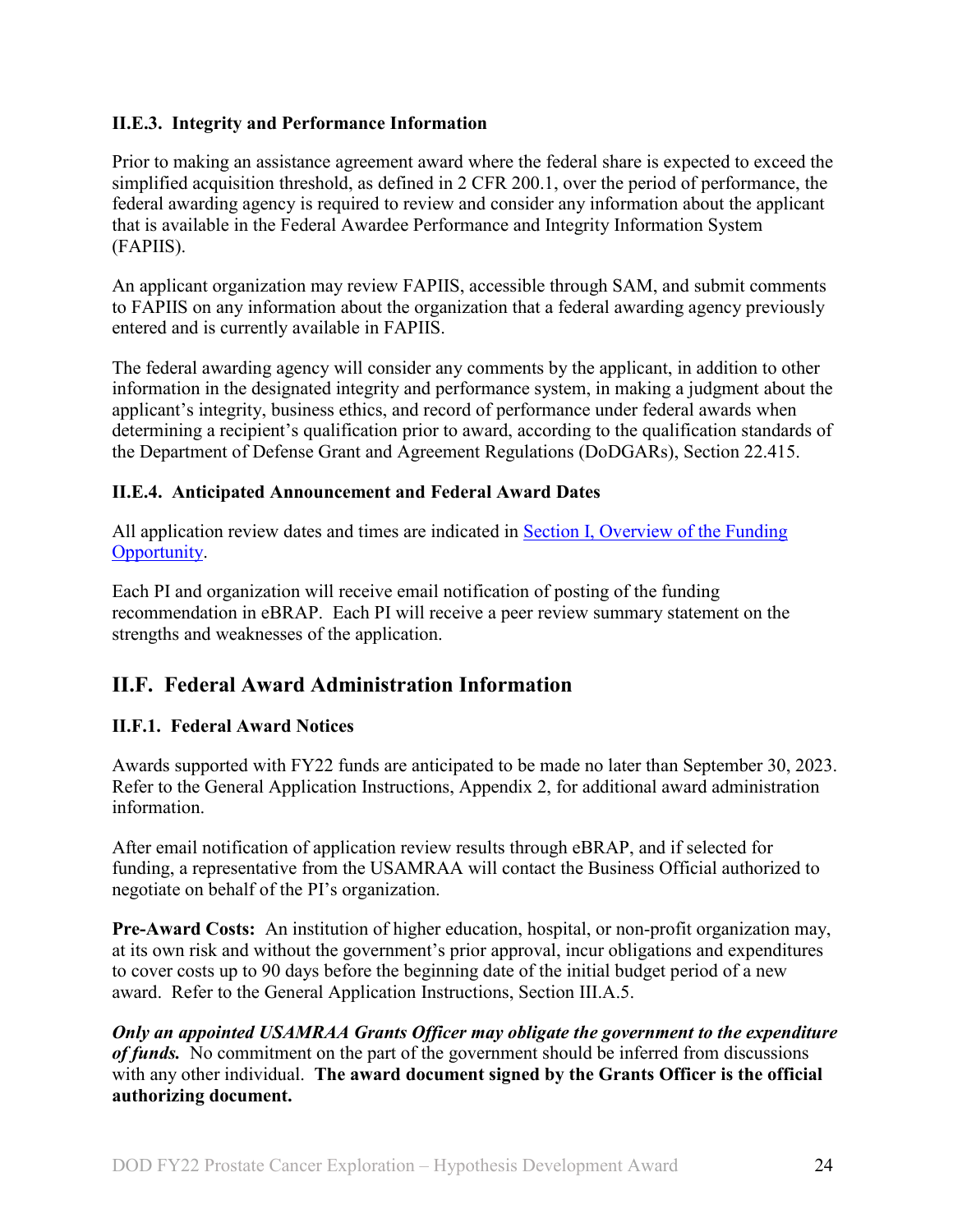### II.E.3. Integrity and Performance Information

Prior to making an assistance agreement award where the federal share is expected to exceed the simplified acquisition threshold, as defined in 2 CFR 200.1, over the period of performance, the federal awarding agency is required to review and consider any information about the applicant that is available in the Federal Awardee Performance and Integrity Information System (FAPIIS).

An applicant organization may review FAPIIS, accessible through SAM, and submit comments to FAPIIS on any information about the organization that a federal awarding agency previously entered and is currently available in FAPIIS.

The federal awarding agency will consider any comments by the applicant, in addition to other information in the designated integrity and performance system, in making a judgment about the applicant's integrity, business ethics, and record of performance under federal awards when determining a recipient's qualification prior to award, according to the qualification standards of the Department of Defense Grant and Agreement Regulations (DoDGARs), Section 22.415.

### II.E.4. Anticipated Announcement and Federal Award Dates

All application review dates and times are indicated in [Section I, Overview of the Funding Opportunity](#).

Each PI and organization will receive email notification of posting of the funding recommendation in eBRAP. Each PI will receive a peer review summary statement on the strengths and weaknesses of the application.

## II.F. Federal Award Administration Information

### II.F.1. Federal Award Notices

Awards supported with FY22 funds are anticipated to be made no later than September 30, 2023. Refer to the General Application Instructions, Appendix 2, for additional award administration information.

After email notification of application review results through eBRAP, and if selected for funding, a representative from the USAMRAA will contact the Business Official authorized to negotiate on behalf of the PI's organization.

**Pre-Award Costs:** An institution of higher education, hospital, or non-profit organization may, at its own risk and without the government's prior approval, incur obligations and expenditures to cover costs up to 90 days before the beginning date of the initial budget period of a new award. Refer to the General Application Instructions, Section III.A.5.

***Only an appointed USAMRAA Grants Officer may obligate the government to the expenditure of funds.*** No commitment on the part of the government should be inferred from discussions with any other individual. **The award document signed by the Grants Officer is the official authorizing document.**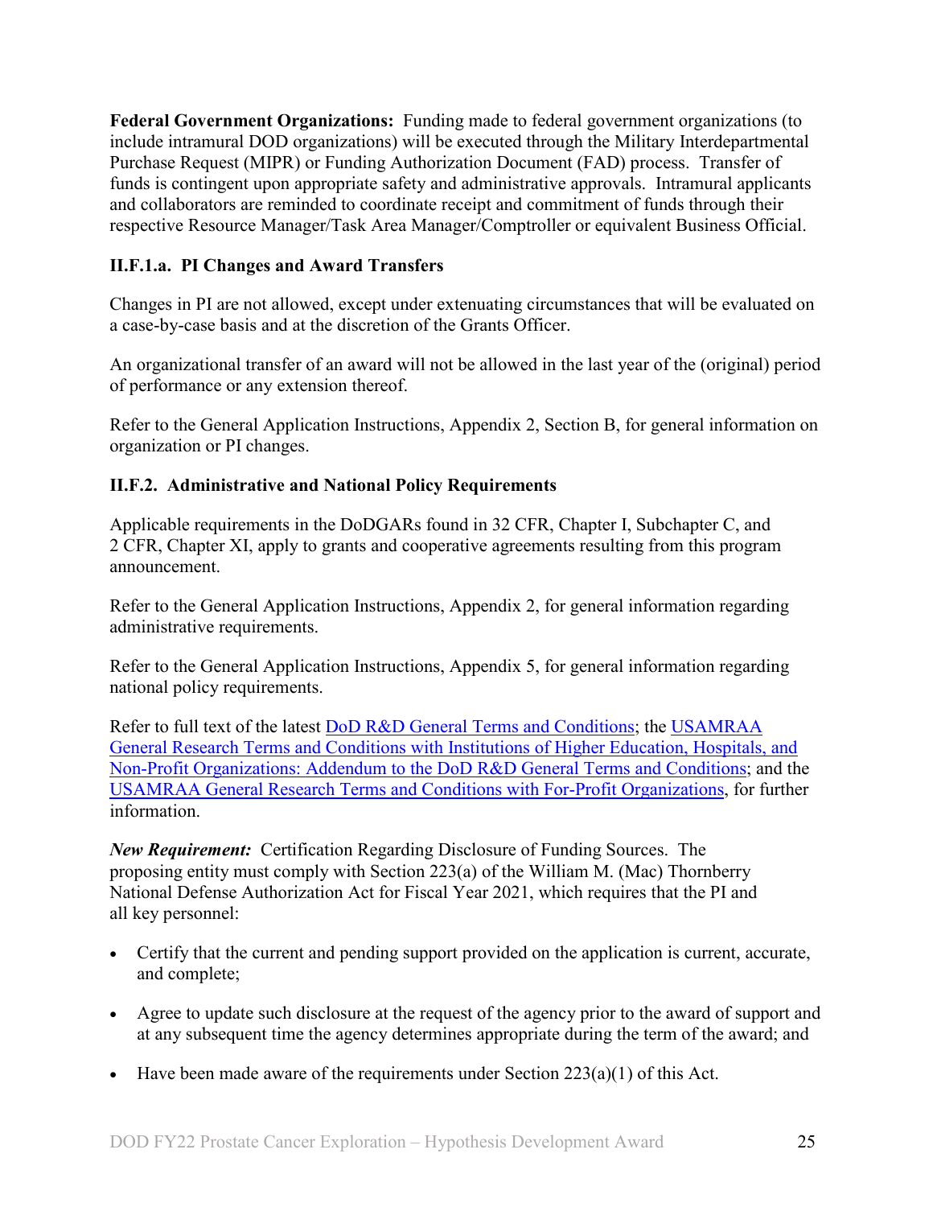**Federal Government Organizations:** Funding made to federal government organizations (to include intramural DOD organizations) will be executed through the Military Interdepartmental Purchase Request (MIPR) or Funding Authorization Document (FAD) process. Transfer of funds is contingent upon appropriate safety and administrative approvals. Intramural applicants and collaborators are reminded to coordinate receipt and commitment of funds through their respective Resource Manager/Task Area Manager/Comptroller or equivalent Business Official.

### II.F.1.a. PI Changes and Award Transfers

Changes in PI are not allowed, except under extenuating circumstances that will be evaluated on a case-by-case basis and at the discretion of the Grants Officer.

An organizational transfer of an award will not be allowed in the last year of the (original) period of performance or any extension thereof.

Refer to the General Application Instructions, Appendix 2, Section B, for general information on organization or PI changes.

### II.F.2. Administrative and National Policy Requirements

Applicable requirements in the DoDGARs found in 32 CFR, Chapter I, Subchapter C, and 2 CFR, Chapter XI, apply to grants and cooperative agreements resulting from this program announcement.

Refer to the General Application Instructions, Appendix 2, for general information regarding administrative requirements.

Refer to the General Application Instructions, Appendix 5, for general information regarding national policy requirements.

Refer to full text of the latest DoD R&D General Terms and Conditions; the USAMRAA General Research Terms and Conditions with Institutions of Higher Education, Hospitals, and Non-Profit Organizations: Addendum to the DoD R&D General Terms and Conditions; and the USAMRAA General Research Terms and Conditions with For-Profit Organizations, for further information.

***New Requirement:*** Certification Regarding Disclosure of Funding Sources. The proposing entity must comply with Section 223(a) of the William M. (Mac) Thornberry National Defense Authorization Act for Fiscal Year 2021, which requires that the PI and all key personnel:

- Certify that the current and pending support provided on the application is current, accurate, and complete;
- Agree to update such disclosure at the request of the agency prior to the award of support and at any subsequent time the agency determines appropriate during the term of the award; and
- Have been made aware of the requirements under Section 223(a)(1) of this Act.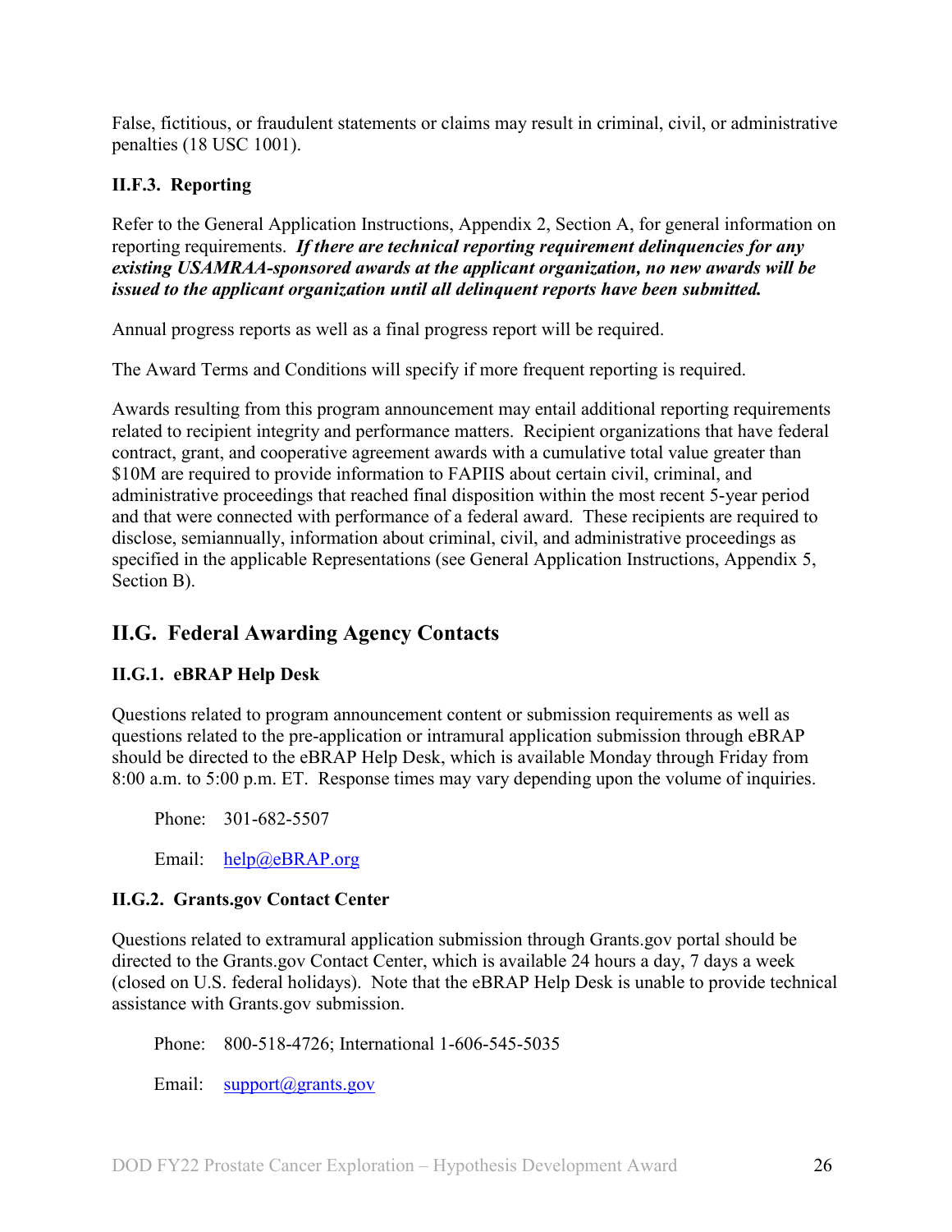False, fictitious, or fraudulent statements or claims may result in criminal, civil, or administrative penalties (18 USC 1001).

### II.F.3. Reporting

Refer to the General Application Instructions, Appendix 2, Section A, for general information on reporting requirements. ***If there are technical reporting requirement delinquencies for any existing USAMRAA-sponsored awards at the applicant organization, no new awards will be issued to the applicant organization until all delinquent reports have been submitted.***

Annual progress reports as well as a final progress report will be required.

The Award Terms and Conditions will specify if more frequent reporting is required.

Awards resulting from this program announcement may entail additional reporting requirements related to recipient integrity and performance matters. Recipient organizations that have federal contract, grant, and cooperative agreement awards with a cumulative total value greater than $10M are required to provide information to FAPIIS about certain civil, criminal, and administrative proceedings that reached final disposition within the most recent 5-year period and that were connected with performance of a federal award. These recipients are required to disclose, semiannually, information about criminal, civil, and administrative proceedings as specified in the applicable Representations (see General Application Instructions, Appendix 5, Section B).

## II.G. Federal Awarding Agency Contacts

### II.G.1. eBRAP Help Desk

Questions related to program announcement content or submission requirements as well as questions related to the pre-application or intramural application submission through eBRAP should be directed to the eBRAP Help Desk, which is available Monday through Friday from 8:00 a.m. to 5:00 p.m. ET. Response times may vary depending upon the volume of inquiries.

Phone: 301-682-5507

Email: help@eBRAP.org

### II.G.2. Grants.gov Contact Center

Questions related to extramural application submission through Grants.gov portal should be directed to the Grants.gov Contact Center, which is available 24 hours a day, 7 days a week (closed on U.S. federal holidays). Note that the eBRAP Help Desk is unable to provide technical assistance with Grants.gov submission.

Phone: 800-518-4726; International 1-606-545-5035

Email: support@grants.gov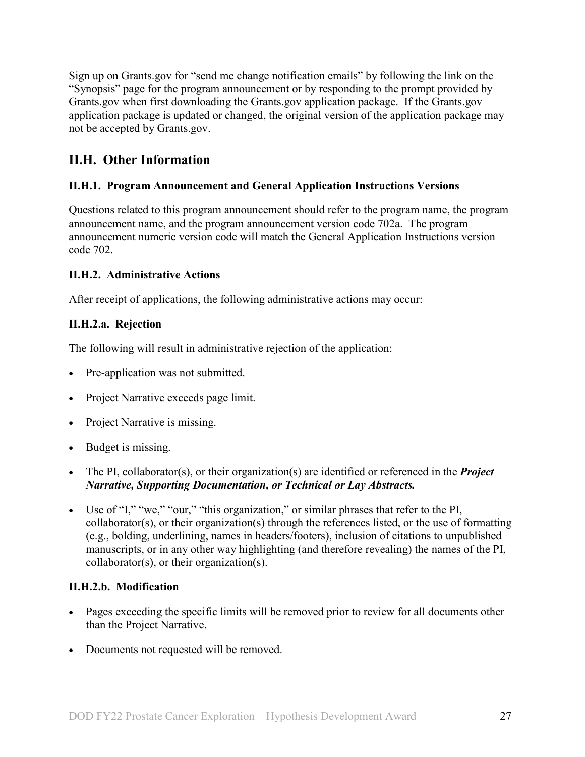Sign up on Grants.gov for "send me change notification emails" by following the link on the "Synopsis" page for the program announcement or by responding to the prompt provided by Grants.gov when first downloading the Grants.gov application package. If the Grants.gov application package is updated or changed, the original version of the application package may not be accepted by Grants.gov.

## II.H. Other Information

### II.H.1. Program Announcement and General Application Instructions Versions

Questions related to this program announcement should refer to the program name, the program announcement name, and the program announcement version code 702a. The program announcement numeric version code will match the General Application Instructions version code 702.

### II.H.2. Administrative Actions

After receipt of applications, the following administrative actions may occur:

#### II.H.2.a. Rejection

The following will result in administrative rejection of the application:

- Pre-application was not submitted.
- Project Narrative exceeds page limit.
- Project Narrative is missing.
- Budget is missing.
- The PI, collaborator(s), or their organization(s) are identified or referenced in the ***Project Narrative, Supporting Documentation, or Technical or Lay Abstracts.***
- Use of "I," "we," "our," "this organization," or similar phrases that refer to the PI, collaborator(s), or their organization(s) through the references listed, or the use of formatting (e.g., bolding, underlining, names in headers/footers), inclusion of citations to unpublished manuscripts, or in any other way highlighting (and therefore revealing) the names of the PI, collaborator(s), or their organization(s).

#### II.H.2.b. Modification

- Pages exceeding the specific limits will be removed prior to review for all documents other than the Project Narrative.
- Documents not requested will be removed.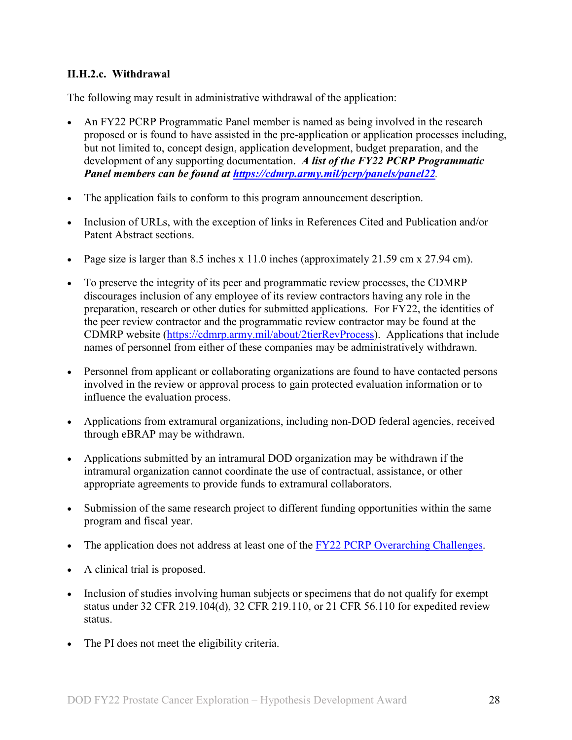### II.H.2.c. Withdrawal

The following may result in administrative withdrawal of the application:

- An FY22 PCRP Programmatic Panel member is named as being involved in the research proposed or is found to have assisted in the pre-application or application processes including, but not limited to, concept design, application development, budget preparation, and the development of any supporting documentation. ***A list of the FY22 PCRP Programmatic Panel members can be found at [https://cdmrp.army.mil/pcrp/panels/panel22](https://cdmrp.army.mil/pcrp/panels/panel22).***

- The application fails to conform to this program announcement description.

- Inclusion of URLs, with the exception of links in References Cited and Publication and/or Patent Abstract sections.

- Page size is larger than 8.5 inches x 11.0 inches (approximately 21.59 cm x 27.94 cm).

- To preserve the integrity of its peer and programmatic review processes, the CDMRP discourages inclusion of any employee of its review contractors having any role in the preparation, research or other duties for submitted applications. For FY22, the identities of the peer review contractor and the programmatic review contractor may be found at the CDMRP website ([https://cdmrp.army.mil/about/2tierRevProcess](https://cdmrp.army.mil/about/2tierRevProcess)). Applications that include names of personnel from either of these companies may be administratively withdrawn.

- Personnel from applicant or collaborating organizations are found to have contacted persons involved in the review or approval process to gain protected evaluation information or to influence the evaluation process.

- Applications from extramural organizations, including non-DOD federal agencies, received through eBRAP may be withdrawn.

- Applications submitted by an intramural DOD organization may be withdrawn if the intramural organization cannot coordinate the use of contractual, assistance, or other appropriate agreements to provide funds to extramural collaborators.

- Submission of the same research project to different funding opportunities within the same program and fiscal year.

- The application does not address at least one of the FY22 PCRP Overarching Challenges.

- A clinical trial is proposed.

- Inclusion of studies involving human subjects or specimens that do not qualify for exempt status under 32 CFR 219.104(d), 32 CFR 219.110, or 21 CFR 56.110 for expedited review status.

- The PI does not meet the eligibility criteria.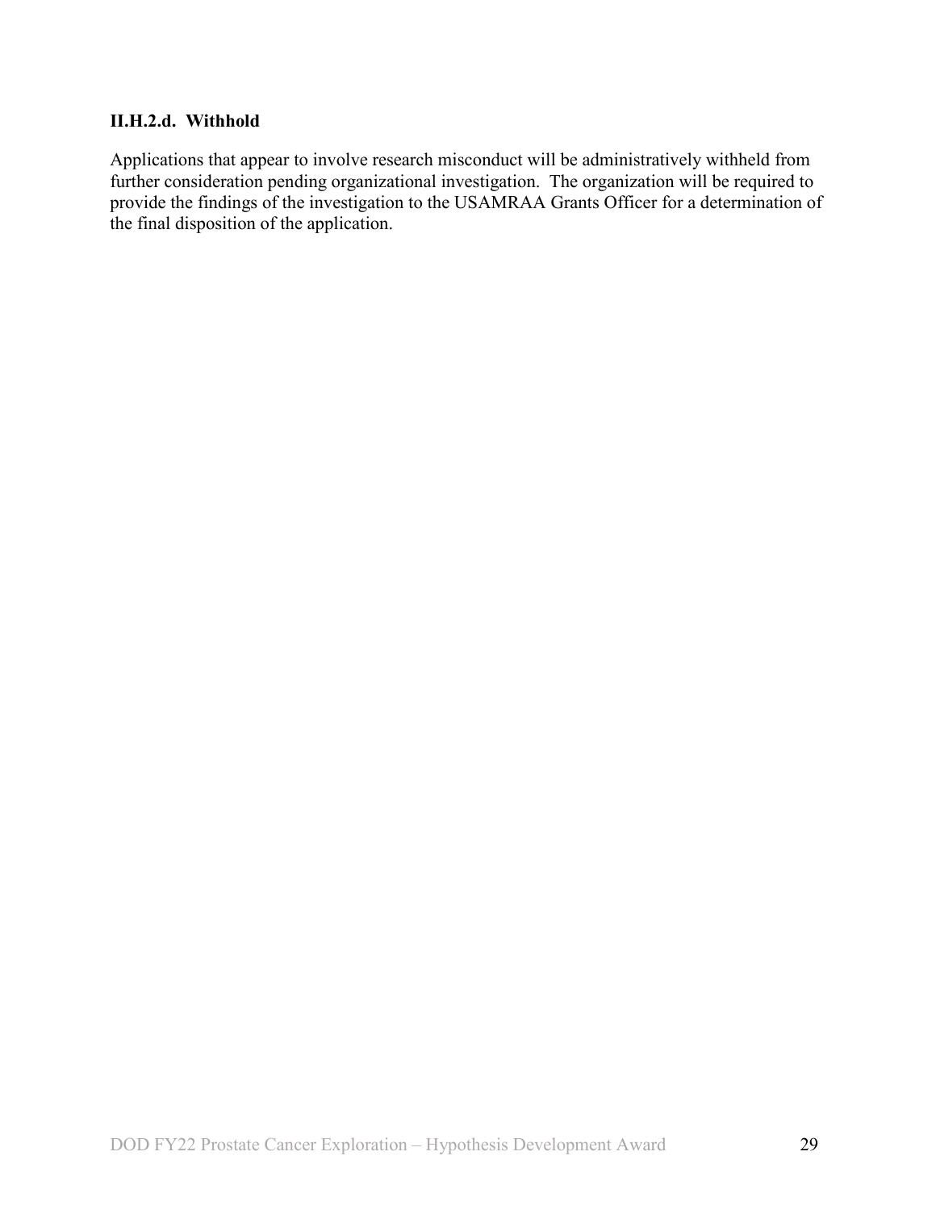#### II.H.2.d. Withhold

Applications that appear to involve research misconduct will be administratively withheld from further consideration pending organizational investigation. The organization will be required to provide the findings of the investigation to the USAMRAA Grants Officer for a determination of the final disposition of the application.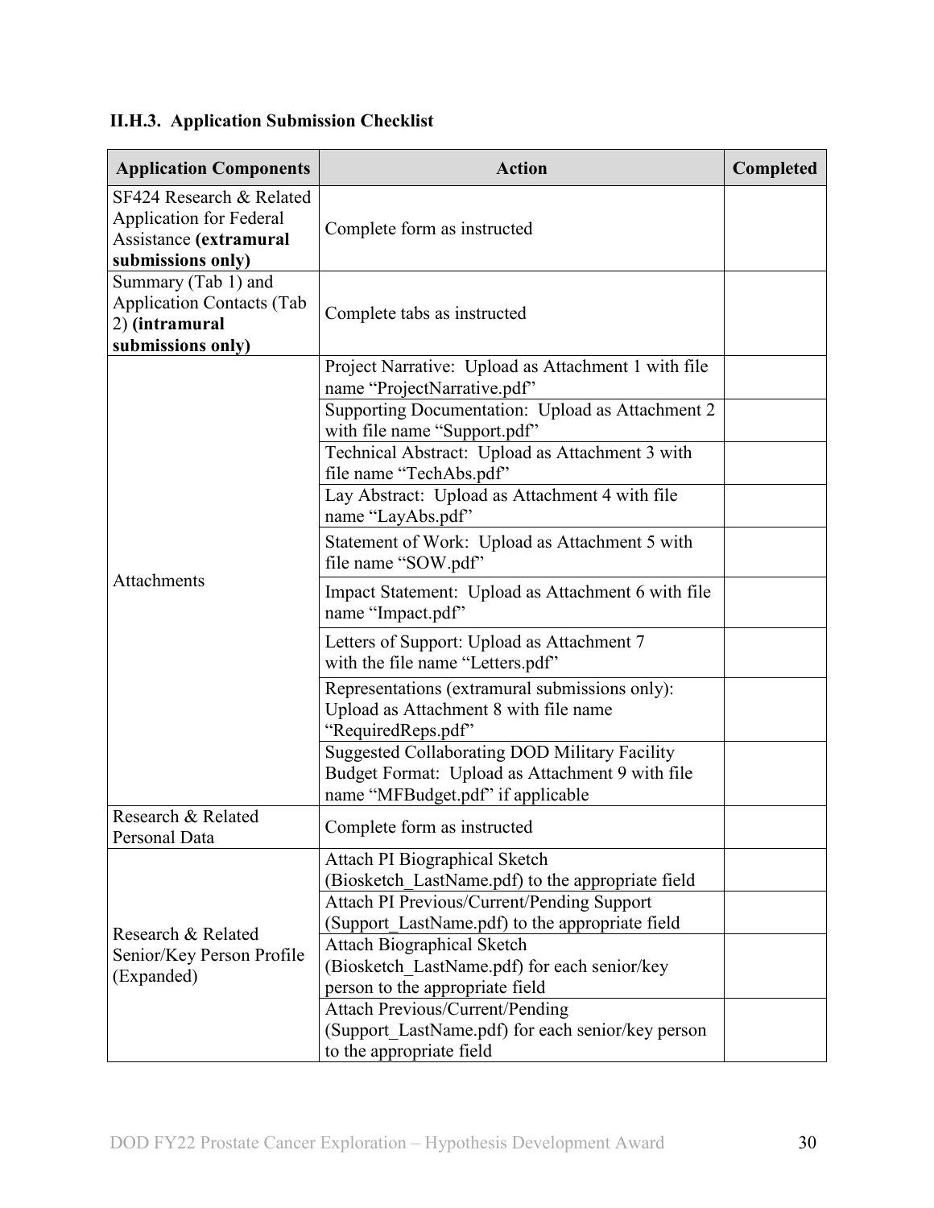### II.H.3. Application Submission Checklist

| Application Components | Action | Completed |
|---|---|---|
| SF424 Research & Related Application for Federal Assistance **(extramural submissions only)** | Complete form as instructed | |
| Summary (Tab 1) and Application Contacts (Tab 2) **(intramural submissions only)** | Complete tabs as instructed | |
| Attachments | Project Narrative: Upload as Attachment 1 with file name "ProjectNarrative.pdf" | |
| | Supporting Documentation: Upload as Attachment 2 with file name "Support.pdf" | |
| | Technical Abstract: Upload as Attachment 3 with file name "TechAbs.pdf" | |
| | Lay Abstract: Upload as Attachment 4 with file name "LayAbs.pdf" | |
| | Statement of Work: Upload as Attachment 5 with file name "SOW.pdf" | |
| | Impact Statement: Upload as Attachment 6 with file name "Impact.pdf" | |
| | Letters of Support: Upload as Attachment 7 with the file name "Letters.pdf" | |
| | Representations (extramural submissions only): Upload as Attachment 8 with file name "RequiredReps.pdf" | |
| | Suggested Collaborating DOD Military Facility Budget Format: Upload as Attachment 9 with file name "MFBudget.pdf" if applicable | |
| Research & Related Personal Data | Complete form as instructed | |
| Research & Related Senior/Key Person Profile (Expanded) | Attach PI Biographical Sketch (Biosketch_LastName.pdf) to the appropriate field | |
| | Attach PI Previous/Current/Pending Support (Support_LastName.pdf) to the appropriate field | |
| | Attach Biographical Sketch (Biosketch_LastName.pdf) for each senior/key person to the appropriate field | |
| | Attach Previous/Current/Pending (Support_LastName.pdf) for each senior/key person to the appropriate field | |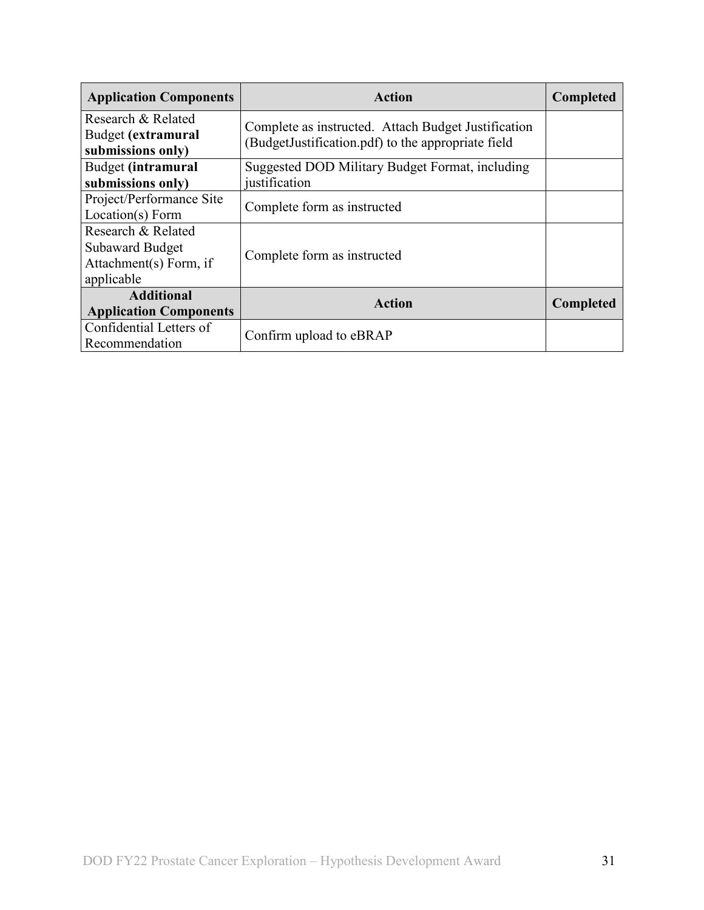| Application Components | Action | Completed |
|---|---|---|
| Research & Related Budget **(extramural submissions only)** | Complete as instructed. Attach Budget Justification (BudgetJustification.pdf) to the appropriate field | |
| Budget **(intramural submissions only)** | Suggested DOD Military Budget Format, including justification | |
| Project/Performance Site Location(s) Form | Complete form as instructed | |
| Research & Related Subaward Budget Attachment(s) Form, if applicable | Complete form as instructed | |
| **Additional Application Components** | **Action** | **Completed** |
| Confidential Letters of Recommendation | Confirm upload to eBRAP | |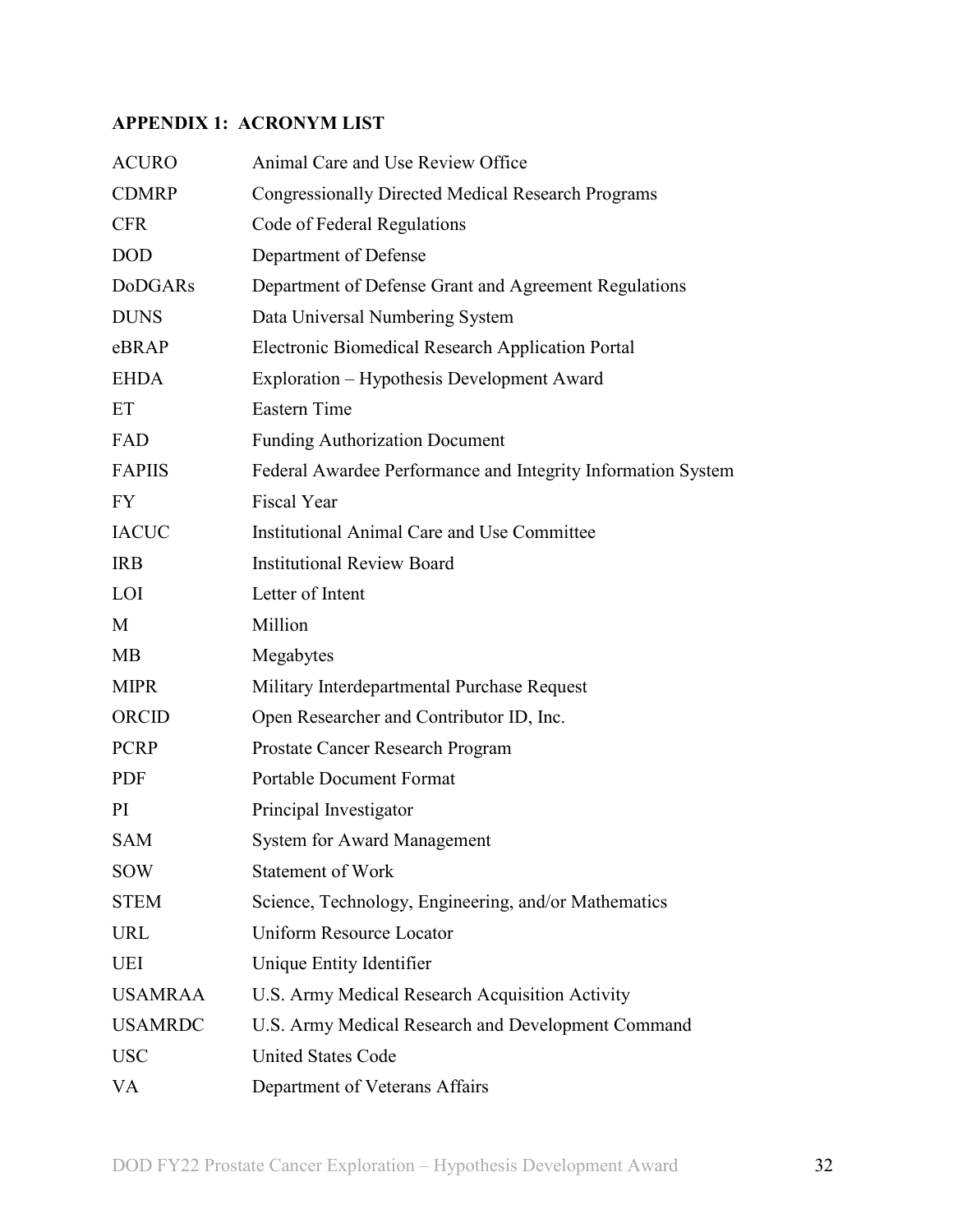## APPENDIX 1: ACRONYM LIST

| | |
|---|---|
| ACURO | Animal Care and Use Review Office |
| CDMRP | Congressionally Directed Medical Research Programs |
| CFR | Code of Federal Regulations |
| DOD | Department of Defense |
| DoDGARs | Department of Defense Grant and Agreement Regulations |
| DUNS | Data Universal Numbering System |
| eBRAP | Electronic Biomedical Research Application Portal |
| EHDA | Exploration – Hypothesis Development Award |
| ET | Eastern Time |
| FAD | Funding Authorization Document |
| FAPIIS | Federal Awardee Performance and Integrity Information System |
| FY | Fiscal Year |
| IACUC | Institutional Animal Care and Use Committee |
| IRB | Institutional Review Board |
| LOI | Letter of Intent |
| M | Million |
| MB | Megabytes |
| MIPR | Military Interdepartmental Purchase Request |
| ORCID | Open Researcher and Contributor ID, Inc. |
| PCRP | Prostate Cancer Research Program |
| PDF | Portable Document Format |
| PI | Principal Investigator |
| SAM | System for Award Management |
| SOW | Statement of Work |
| STEM | Science, Technology, Engineering, and/or Mathematics |
| URL | Uniform Resource Locator |
| UEI | Unique Entity Identifier |
| USAMRAA | U.S. Army Medical Research Acquisition Activity |
| USAMRDC | U.S. Army Medical Research and Development Command |
| USC | United States Code |
| VA | Department of Veterans Affairs |